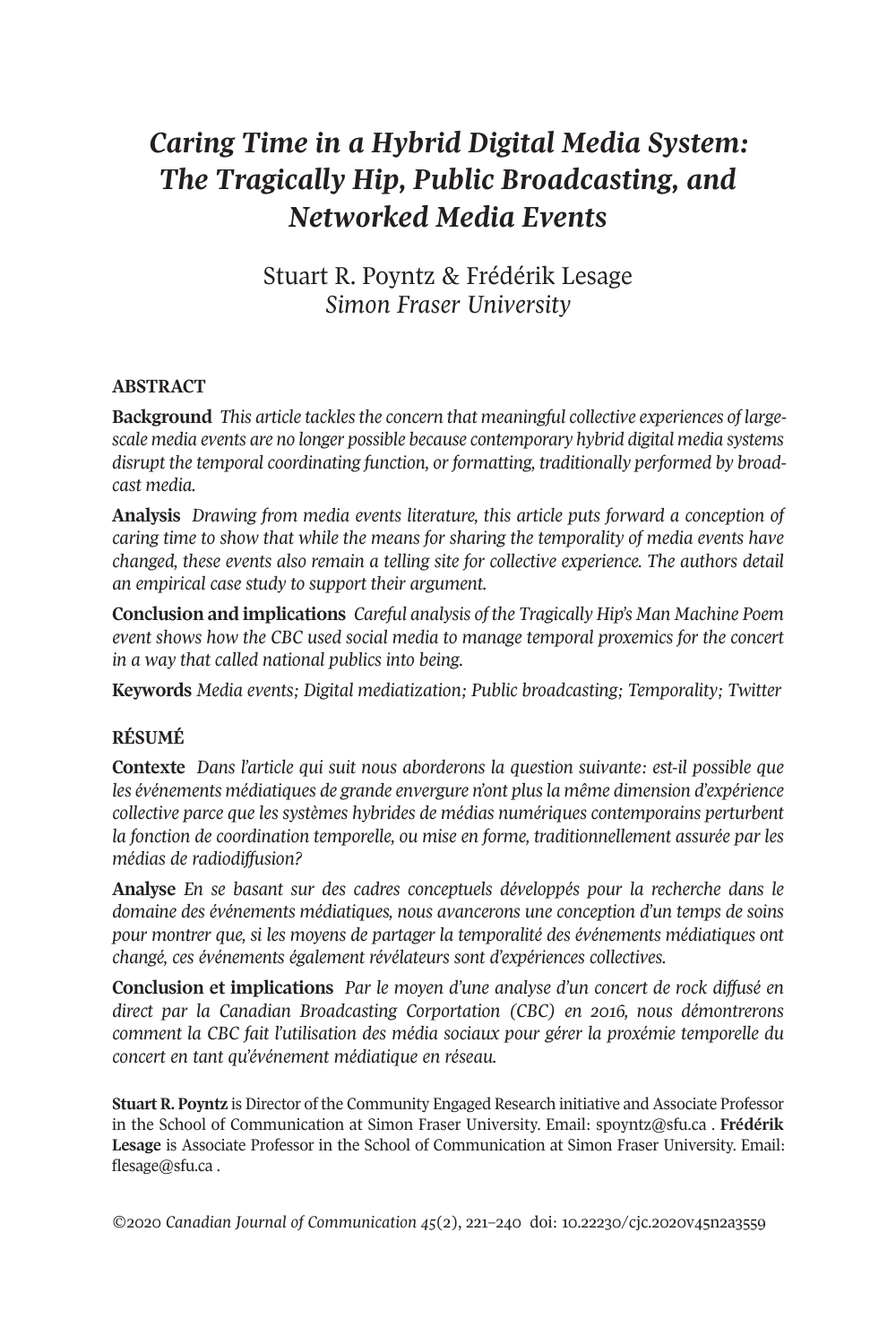# *Caring Time in a Hybrid Digital Media System: The Tragically Hip, Public Broadcasting, and Networked Media Events*

Stuart R. Poyntz & Frédérik Lesage
*Simon Fraser University*

## ABSTRACT

**Background** *This article tackles the concern that meaningful collective experiences of large-scale media events are no longer possible because contemporary hybrid digital media systems disrupt the temporal coordinating function, or formatting, traditionally performed by broadcast media.*

**Analysis** *Drawing from media events literature, this article puts forward a conception of caring time to show that while the means for sharing the temporality of media events have changed, these events also remain a telling site for collective experience. The authors detail an empirical case study to support their argument.*

**Conclusion and implications** *Careful analysis of the Tragically Hip's Man Machine Poem event shows how the CBC used social media to manage temporal proxemics for the concert in a way that called national publics into being.*

**Keywords** *Media events; Digital mediatization; Public broadcasting; Temporality; Twitter*

## RÉSUMÉ

**Contexte** *Dans l'article qui suit nous aborderons la question suivante: est-il possible que les événements médiatiques de grande envergure n'ont plus la même dimension d'expérience collective parce que les systèmes hybrides de médias numériques contemporains perturbent la fonction de coordination temporelle, ou mise en forme, traditionnellement assurée par les médias de radiodiffusion?*

**Analyse** *En se basant sur des cadres conceptuels développés pour la recherche dans le domaine des événements médiatiques, nous avancerons une conception d'un temps de soins pour montrer que, si les moyens de partager la temporalité des événements médiatiques ont changé, ces événements également révélateurs sont d'expériences collectives.*

**Conclusion et implications** *Par le moyen d'une analyse d'un concert de rock diffusé en direct par la Canadian Broadcasting Corportation (CBC) en 2016, nous démontrerons comment la CBC fait l'utilisation des média sociaux pour gérer la proxémie temporelle du concert en tant qu'événement médiatique en réseau.*

**Stuart R. Poyntz** is Director of the Community Engaged Research initiative and Associate Professor in the School of Communication at Simon Fraser University. Email: spoyntz@sfu.ca . **Frédérik Lesage** is Associate Professor in the School of Communication at Simon Fraser University. Email: flesage@sfu.ca .

©2020 *Canadian Journal of Communication 45*(2), 221–240 doi: 10.22230/cjc.2020v45n2a3559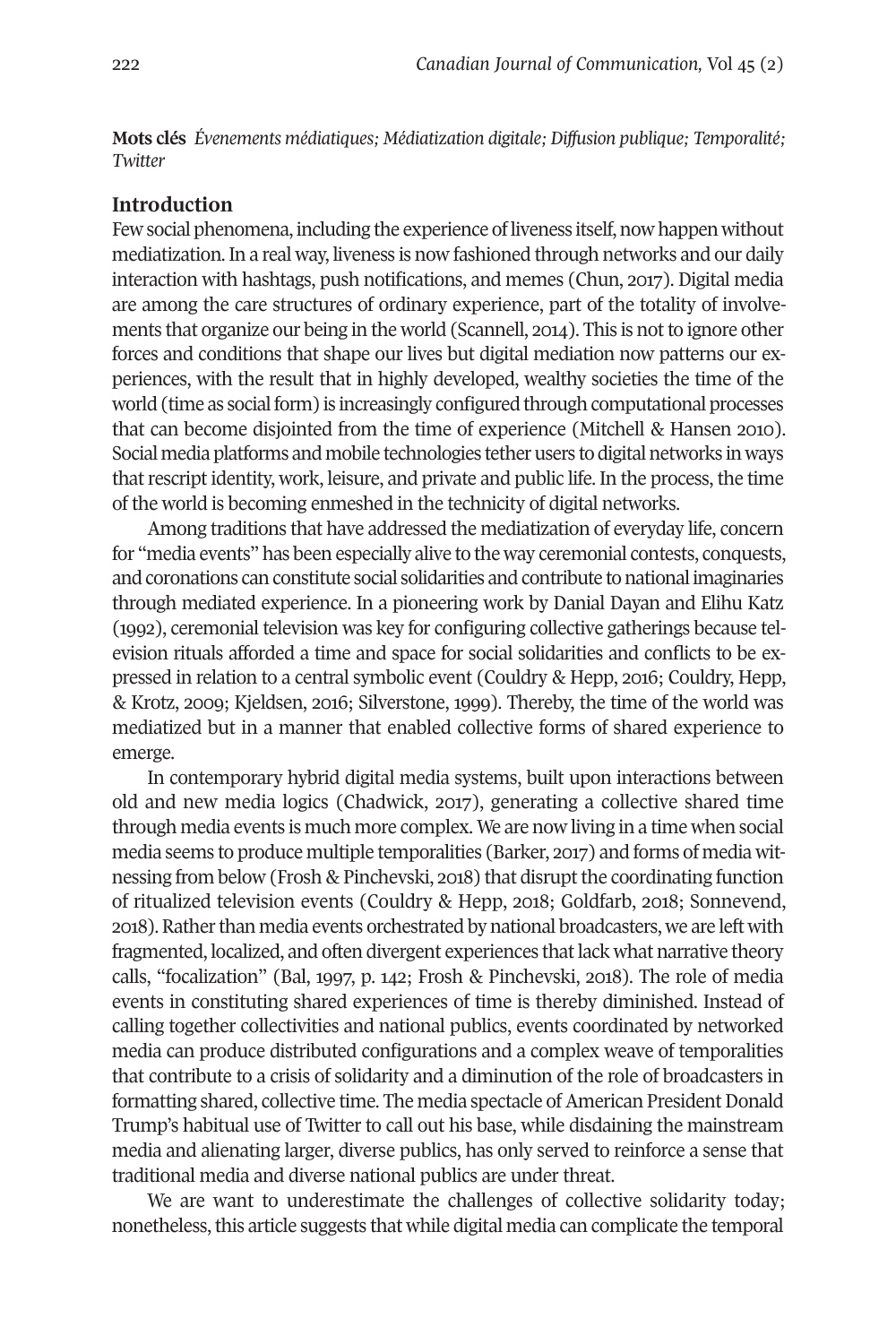**Mots clés** *Évenements médiatiques; Médiatization digitale; Diffusion publique; Temporalité; Twitter*

## Introduction

Few social phenomena, including the experience of liveness itself, now happen without mediatization. In a real way, liveness is now fashioned through networks and our daily interaction with hashtags, push notifications, and memes (Chun, 2017). Digital media are among the care structures of ordinary experience, part of the totality of involvements that organize our being in the world (Scannell, 2014). This is not to ignore other forces and conditions that shape our lives but digital mediation now patterns our experiences, with the result that in highly developed, wealthy societies the time of the world (time as social form) is increasingly configured through computational processes that can become disjointed from the time of experience (Mitchell & Hansen 2010). Social media platforms and mobile technologies tether users to digital networks in ways that rescript identity, work, leisure, and private and public life. In the process, the time of the world is becoming enmeshed in the technicity of digital networks.

Among traditions that have addressed the mediatization of everyday life, concern for "media events" has been especially alive to the way ceremonial contests, conquests, and coronations can constitute social solidarities and contribute to national imaginaries through mediated experience. In a pioneering work by Danial Dayan and Elihu Katz (1992), ceremonial television was key for configuring collective gatherings because television rituals afforded a time and space for social solidarities and conflicts to be expressed in relation to a central symbolic event (Couldry & Hepp, 2016; Couldry, Hepp, & Krotz, 2009; Kjeldsen, 2016; Silverstone, 1999). Thereby, the time of the world was mediatized but in a manner that enabled collective forms of shared experience to emerge.

In contemporary hybrid digital media systems, built upon interactions between old and new media logics (Chadwick, 2017), generating a collective shared time through media events is much more complex. We are now living in a time when social media seems to produce multiple temporalities (Barker, 2017) and forms of media witnessing from below (Frosh & Pinchevski, 2018) that disrupt the coordinating function of ritualized television events (Couldry & Hepp, 2018; Goldfarb, 2018; Sonnevend, 2018). Rather than media events orchestrated by national broadcasters, we are left with fragmented, localized, and often divergent experiences that lack what narrative theory calls, "focalization" (Bal, 1997, p. 142; Frosh & Pinchevski, 2018). The role of media events in constituting shared experiences of time is thereby diminished. Instead of calling together collectivities and national publics, events coordinated by networked media can produce distributed configurations and a complex weave of temporalities that contribute to a crisis of solidarity and a diminution of the role of broadcasters in formatting shared, collective time. The media spectacle of American President Donald Trump's habitual use of Twitter to call out his base, while disdaining the mainstream media and alienating larger, diverse publics, has only served to reinforce a sense that traditional media and diverse national publics are under threat.

We are want to underestimate the challenges of collective solidarity today; nonetheless, this article suggests that while digital media can complicate the temporal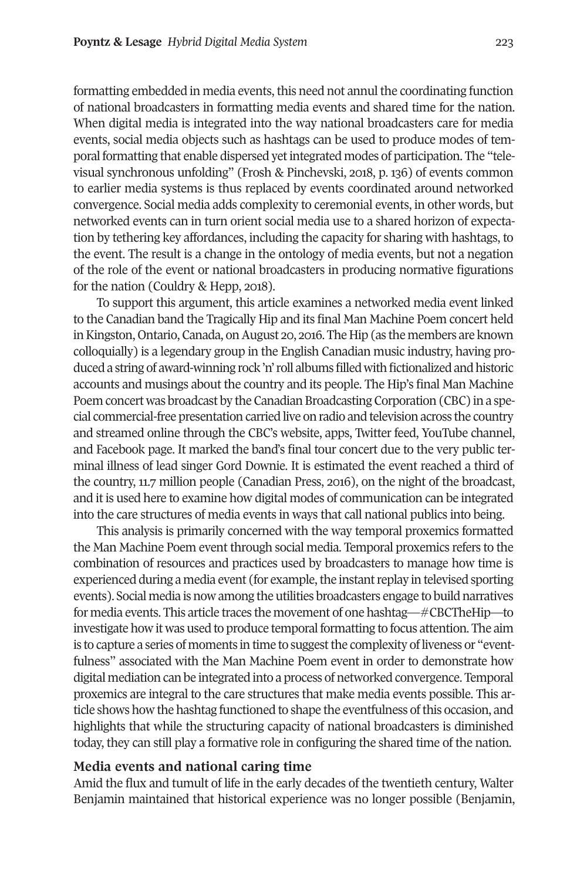formatting embedded in media events, this need not annul the coordinating function of national broadcasters in formatting media events and shared time for the nation. When digital media is integrated into the way national broadcasters care for media events, social media objects such as hashtags can be used to produce modes of temporal formatting that enable dispersed yet integrated modes of participation. The "televisual synchronous unfolding" (Frosh & Pinchevski, 2018, p. 136) of events common to earlier media systems is thus replaced by events coordinated around networked convergence. Social media adds complexity to ceremonial events, in other words, but networked events can in turn orient social media use to a shared horizon of expectation by tethering key affordances, including the capacity for sharing with hashtags, to the event. The result is a change in the ontology of media events, but not a negation of the role of the event or national broadcasters in producing normative figurations for the nation (Couldry & Hepp, 2018).

To support this argument, this article examines a networked media event linked to the Canadian band the Tragically Hip and its final Man Machine Poem concert held in Kingston, Ontario, Canada, on August 20, 2016. The Hip (as the members are known colloquially) is a legendary group in the English Canadian music industry, having produced a string of award-winning rock 'n' roll albums filled with fictionalized and historic accounts and musings about the country and its people. The Hip's final Man Machine Poem concert was broadcast by the Canadian Broadcasting Corporation (CBC) in a special commercial-free presentation carried live on radio and television across the country and streamed online through the CBC's website, apps, Twitter feed, YouTube channel, and Facebook page. It marked the band's final tour concert due to the very public terminal illness of lead singer Gord Downie. It is estimated the event reached a third of the country, 11.7 million people (Canadian Press, 2016), on the night of the broadcast, and it is used here to examine how digital modes of communication can be integrated into the care structures of media events in ways that call national publics into being.

This analysis is primarily concerned with the way temporal proxemics formatted the Man Machine Poem event through social media. Temporal proxemics refers to the combination of resources and practices used by broadcasters to manage how time is experienced during a media event (for example, the instant replay in televised sporting events). Social media is now among the utilities broadcasters engage to build narratives for media events. This article traces the movement of one hashtag—#CBCTheHip—to investigate how it was used to produce temporal formatting to focus attention. The aim is to capture a series of moments in time to suggest the complexity of liveness or "eventfulness" associated with the Man Machine Poem event in order to demonstrate how digital mediation can be integrated into a process of networked convergence. Temporal proxemics are integral to the care structures that make media events possible. This article shows how the hashtag functioned to shape the eventfulness of this occasion, and highlights that while the structuring capacity of national broadcasters is diminished today, they can still play a formative role in configuring the shared time of the nation.

## Media events and national caring time

Amid the flux and tumult of life in the early decades of the twentieth century, Walter Benjamin maintained that historical experience was no longer possible (Benjamin,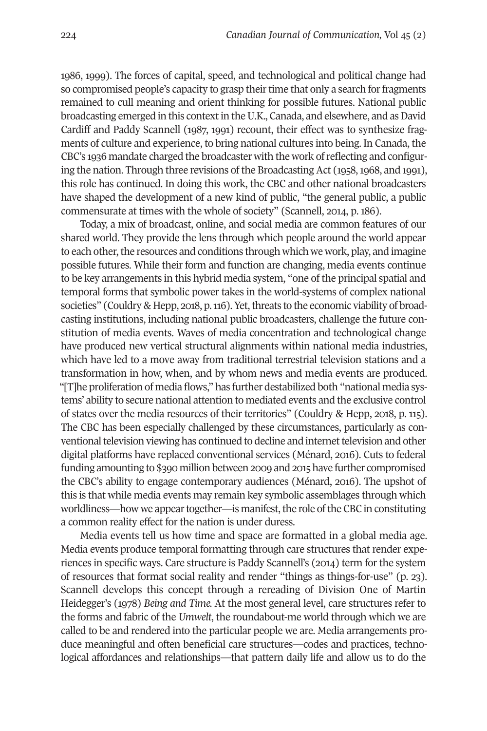1986, 1999). The forces of capital, speed, and technological and political change had so compromised people's capacity to grasp their time that only a search for fragments remained to cull meaning and orient thinking for possible futures. National public broadcasting emerged in this context in the U.K., Canada, and elsewhere, and as David Cardiff and Paddy Scannell (1987, 1991) recount, their effect was to synthesize fragments of culture and experience, to bring national cultures into being. In Canada, the CBC's 1936 mandate charged the broadcaster with the work of reflecting and configuring the nation. Through three revisions of the Broadcasting Act (1958, 1968, and 1991), this role has continued. In doing this work, the CBC and other national broadcasters have shaped the development of a new kind of public, "the general public, a public commensurate at times with the whole of society" (Scannell, 2014, p. 186).

Today, a mix of broadcast, online, and social media are common features of our shared world. They provide the lens through which people around the world appear to each other, the resources and conditions through which we work, play, and imagine possible futures. While their form and function are changing, media events continue to be key arrangements in this hybrid media system, "one of the principal spatial and temporal forms that symbolic power takes in the world-systems of complex national societies" (Couldry & Hepp, 2018, p. 116). Yet, threats to the economic viability of broadcasting institutions, including national public broadcasters, challenge the future constitution of media events. Waves of media concentration and technological change have produced new vertical structural alignments within national media industries, which have led to a move away from traditional terrestrial television stations and a transformation in how, when, and by whom news and media events are produced. "[T]he proliferation of media flows," has further destabilized both "national media systems' ability to secure national attention to mediated events and the exclusive control of states over the media resources of their territories" (Couldry & Hepp, 2018, p. 115). The CBC has been especially challenged by these circumstances, particularly as conventional television viewing has continued to decline and internet television and other digital platforms have replaced conventional services (Ménard, 2016). Cuts to federal funding amounting to $390 million between 2009 and 2015 have further compromised the CBC's ability to engage contemporary audiences (Ménard, 2016). The upshot of this is that while media events may remain key symbolic assemblages through which worldliness—how we appear together—is manifest, the role of the CBC in constituting a common reality effect for the nation is under duress.

Media events tell us how time and space are formatted in a global media age. Media events produce temporal formatting through care structures that render experiences in specific ways. Care structure is Paddy Scannell's (2014) term for the system of resources that format social reality and render "things as things-for-use" (p. 23). Scannell develops this concept through a rereading of Division One of Martin Heidegger's (1978) *Being and Time.* At the most general level, care structures refer to the forms and fabric of the *Umwelt*, the roundabout-me world through which we are called to be and rendered into the particular people we are. Media arrangements produce meaningful and often beneficial care structures—codes and practices, technological affordances and relationships—that pattern daily life and allow us to do the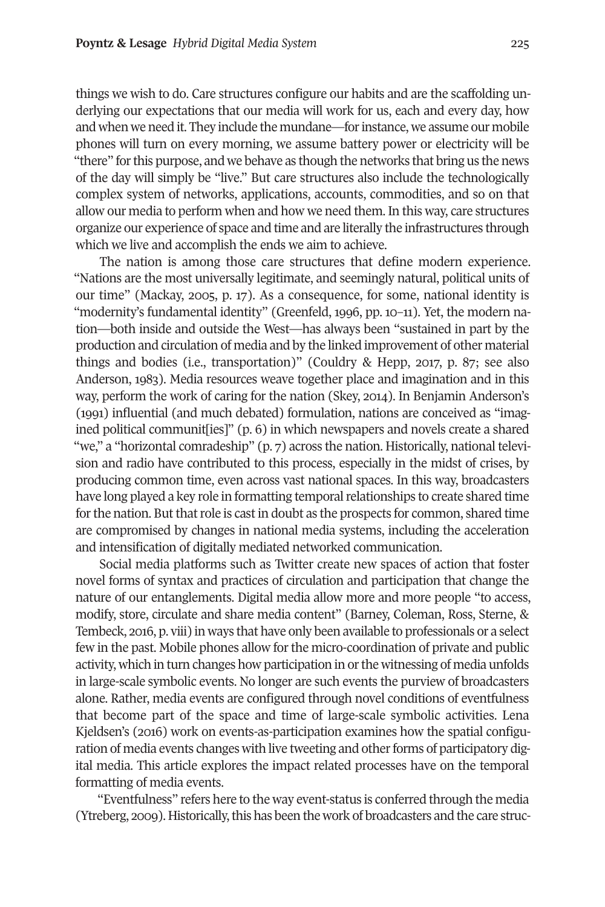things we wish to do. Care structures configure our habits and are the scaffolding underlying our expectations that our media will work for us, each and every day, how and when we need it. They include the mundane—for instance, we assume our mobile phones will turn on every morning, we assume battery power or electricity will be "there" for this purpose, and we behave as though the networks that bring us the news of the day will simply be "live." But care structures also include the technologically complex system of networks, applications, accounts, commodities, and so on that allow our media to perform when and how we need them. In this way, care structures organize our experience of space and time and are literally the infrastructures through which we live and accomplish the ends we aim to achieve.

The nation is among those care structures that define modern experience. "Nations are the most universally legitimate, and seemingly natural, political units of our time" (Mackay, 2005, p. 17). As a consequence, for some, national identity is "modernity's fundamental identity" (Greenfeld, 1996, pp. 10–11). Yet, the modern nation—both inside and outside the West—has always been "sustained in part by the production and circulation of media and by the linked improvement of other material things and bodies (i.e., transportation)" (Couldry & Hepp, 2017, p. 87; see also Anderson, 1983). Media resources weave together place and imagination and in this way, perform the work of caring for the nation (Skey, 2014). In Benjamin Anderson's (1991) influential (and much debated) formulation, nations are conceived as "imagined political communit[ies]" (p. 6) in which newspapers and novels create a shared "we," a "horizontal comradeship" (p. 7) across the nation. Historically, national television and radio have contributed to this process, especially in the midst of crises, by producing common time, even across vast national spaces. In this way, broadcasters have long played a key role in formatting temporal relationships to create shared time for the nation. But that role is cast in doubt as the prospects for common, shared time are compromised by changes in national media systems, including the acceleration and intensification of digitally mediated networked communication.

Social media platforms such as Twitter create new spaces of action that foster novel forms of syntax and practices of circulation and participation that change the nature of our entanglements. Digital media allow more and more people "to access, modify, store, circulate and share media content" (Barney, Coleman, Ross, Sterne, & Tembeck, 2016, p. viii) in ways that have only been available to professionals or a select few in the past. Mobile phones allow for the micro-coordination of private and public activity, which in turn changes how participation in or the witnessing of media unfolds in large-scale symbolic events. No longer are such events the purview of broadcasters alone. Rather, media events are configured through novel conditions of eventfulness that become part of the space and time of large-scale symbolic activities. Lena Kjeldsen's (2016) work on events-as-participation examines how the spatial configuration of media events changes with live tweeting and other forms of participatory digital media. This article explores the impact related processes have on the temporal formatting of media events.

"Eventfulness" refers here to the way event-status is conferred through the media (Ytreberg, 2009). Historically, this has been the work of broadcasters and the care struc-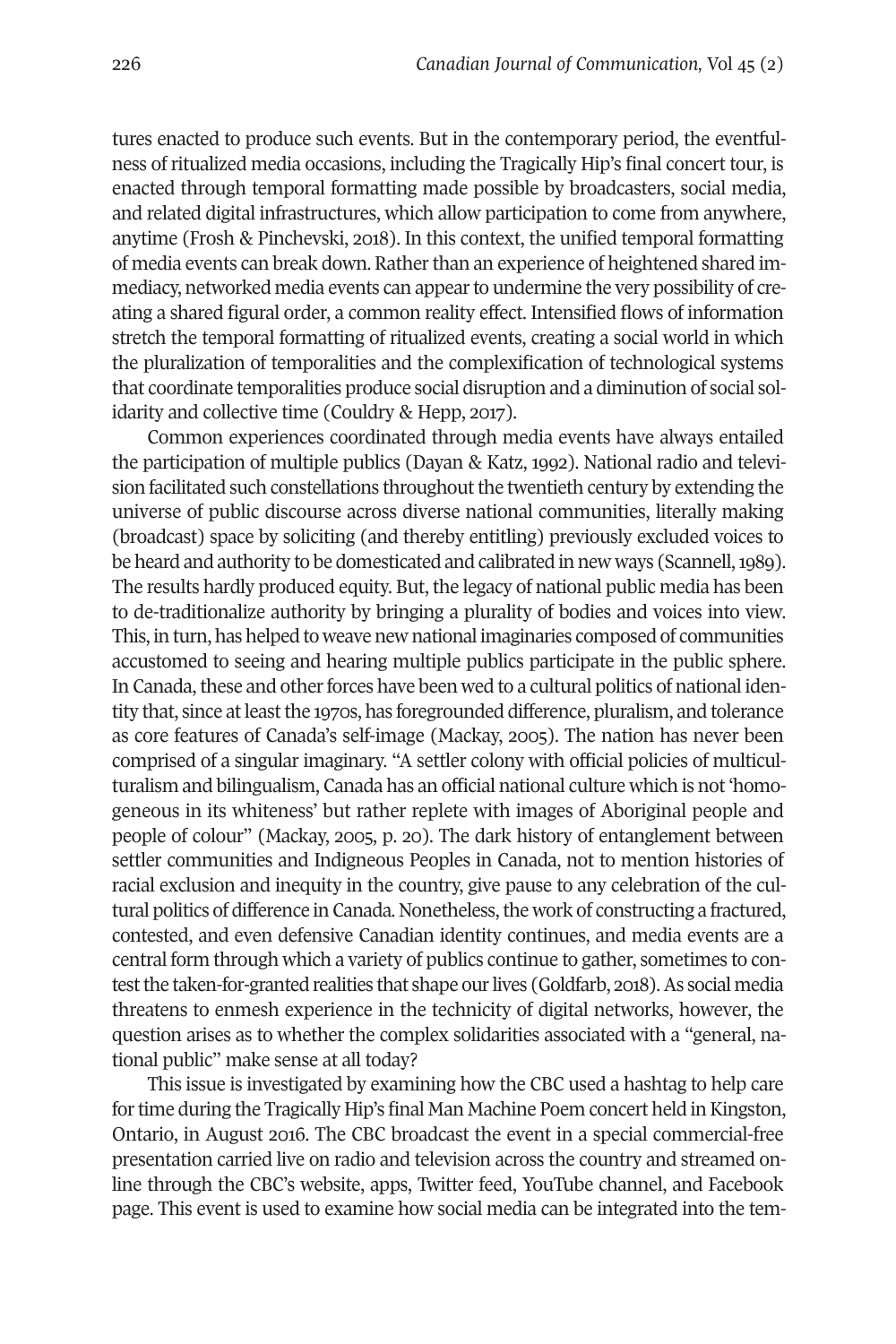tures enacted to produce such events. But in the contemporary period, the eventfulness of ritualized media occasions, including the Tragically Hip's final concert tour, is enacted through temporal formatting made possible by broadcasters, social media, and related digital infrastructures, which allow participation to come from anywhere, anytime (Frosh & Pinchevski, 2018). In this context, the unified temporal formatting of media events can break down. Rather than an experience of heightened shared immediacy, networked media events can appear to undermine the very possibility of creating a shared figural order, a common reality effect. Intensified flows of information stretch the temporal formatting of ritualized events, creating a social world in which the pluralization of temporalities and the complexification of technological systems that coordinate temporalities produce social disruption and a diminution of social solidarity and collective time (Couldry & Hepp, 2017).

Common experiences coordinated through media events have always entailed the participation of multiple publics (Dayan & Katz, 1992). National radio and television facilitated such constellations throughout the twentieth century by extending the universe of public discourse across diverse national communities, literally making (broadcast) space by soliciting (and thereby entitling) previously excluded voices to be heard and authority to be domesticated and calibrated in new ways (Scannell, 1989). The results hardly produced equity. But, the legacy of national public media has been to de-traditionalize authority by bringing a plurality of bodies and voices into view. This, in turn, has helped to weave new national imaginaries composed of communities accustomed to seeing and hearing multiple publics participate in the public sphere. In Canada, these and other forces have been wed to a cultural politics of national identity that, since at least the 1970s, has foregrounded difference, pluralism, and tolerance as core features of Canada's self-image (Mackay, 2005). The nation has never been comprised of a singular imaginary. "A settler colony with official policies of multiculturalism and bilingualism, Canada has an official national culture which is not 'homogeneous in its whiteness' but rather replete with images of Aboriginal people and people of colour" (Mackay, 2005, p. 20). The dark history of entanglement between settler communities and Indigneous Peoples in Canada, not to mention histories of racial exclusion and inequity in the country, give pause to any celebration of the cultural politics of difference in Canada. Nonetheless, the work of constructing a fractured, contested, and even defensive Canadian identity continues, and media events are a central form through which a variety of publics continue to gather, sometimes to contest the taken-for-granted realities that shape our lives (Goldfarb, 2018). As social media threatens to enmesh experience in the technicity of digital networks, however, the question arises as to whether the complex solidarities associated with a "general, national public" make sense at all today?

This issue is investigated by examining how the CBC used a hashtag to help care for time during the Tragically Hip's final Man Machine Poem concert held in Kingston, Ontario, in August 2016. The CBC broadcast the event in a special commercial-free presentation carried live on radio and television across the country and streamed online through the CBC's website, apps, Twitter feed, YouTube channel, and Facebook page. This event is used to examine how social media can be integrated into the tem-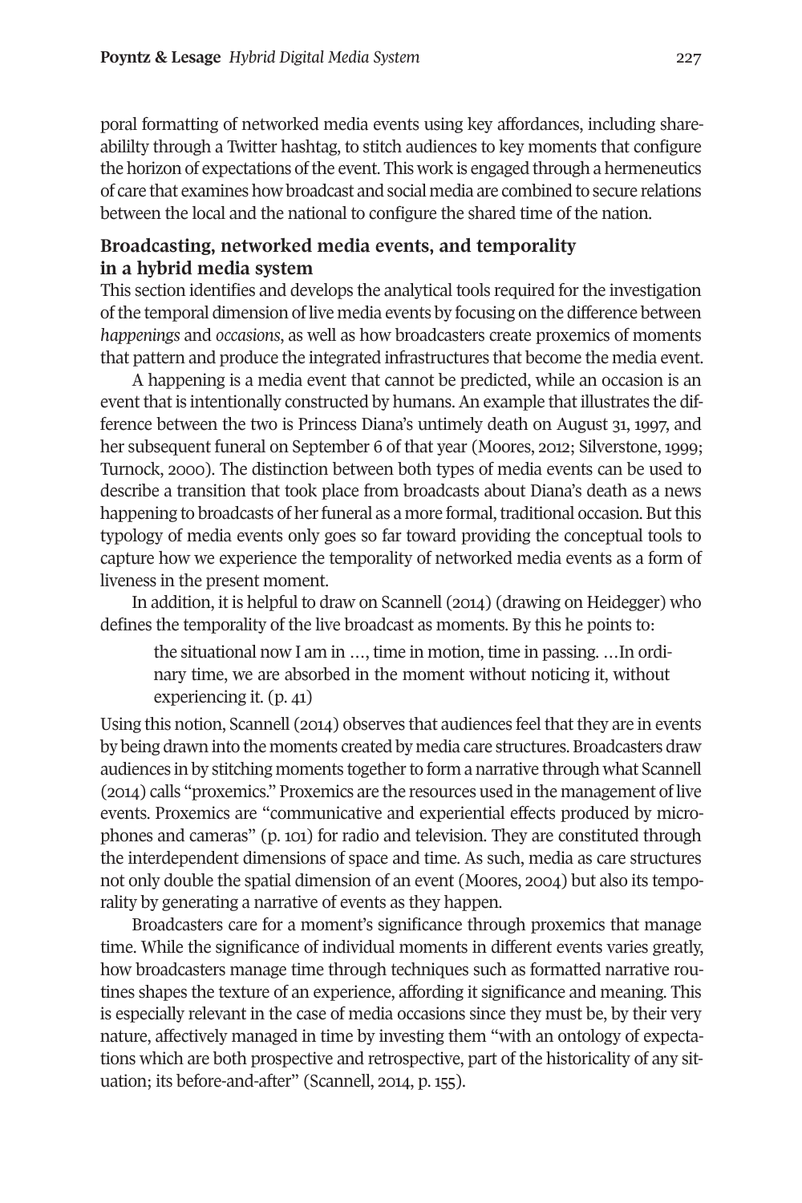poral formatting of networked media events using key affordances, including shareabililty through a Twitter hashtag, to stitch audiences to key moments that configure the horizon of expectations of the event. This work is engaged through a hermeneutics of care that examines how broadcast and social media are combined to secure relations between the local and the national to configure the shared time of the nation.

## Broadcasting, networked media events, and temporality in a hybrid media system

This section identifies and develops the analytical tools required for the investigation of the temporal dimension of live media events by focusing on the difference between *happenings* and *occasions*, as well as how broadcasters create proxemics of moments that pattern and produce the integrated infrastructures that become the media event.

A happening is a media event that cannot be predicted, while an occasion is an event that is intentionally constructed by humans. An example that illustrates the difference between the two is Princess Diana's untimely death on August 31, 1997, and her subsequent funeral on September 6 of that year (Moores, 2012; Silverstone, 1999; Turnock, 2000). The distinction between both types of media events can be used to describe a transition that took place from broadcasts about Diana's death as a news happening to broadcasts of her funeral as a more formal, traditional occasion. But this typology of media events only goes so far toward providing the conceptual tools to capture how we experience the temporality of networked media events as a form of liveness in the present moment.

In addition, it is helpful to draw on Scannell (2014) (drawing on Heidegger) who defines the temporality of the live broadcast as moments. By this he points to:

> the situational now I am in …, time in motion, time in passing. …In ordinary time, we are absorbed in the moment without noticing it, without experiencing it. (p. 41)

Using this notion, Scannell (2014) observes that audiences feel that they are in events by being drawn into the moments created by media care structures. Broadcasters draw audiences in by stitching moments together to form a narrative through what Scannell (2014) calls "proxemics." Proxemics are the resources used in the management of live events. Proxemics are "communicative and experiential effects produced by microphones and cameras" (p. 101) for radio and television. They are constituted through the interdependent dimensions of space and time. As such, media as care structures not only double the spatial dimension of an event (Moores, 2004) but also its temporality by generating a narrative of events as they happen.

Broadcasters care for a moment's significance through proxemics that manage time. While the significance of individual moments in different events varies greatly, how broadcasters manage time through techniques such as formatted narrative routines shapes the texture of an experience, affording it significance and meaning. This is especially relevant in the case of media occasions since they must be, by their very nature, affectively managed in time by investing them "with an ontology of expectations which are both prospective and retrospective, part of the historicality of any situation; its before-and-after" (Scannell, 2014, p. 155).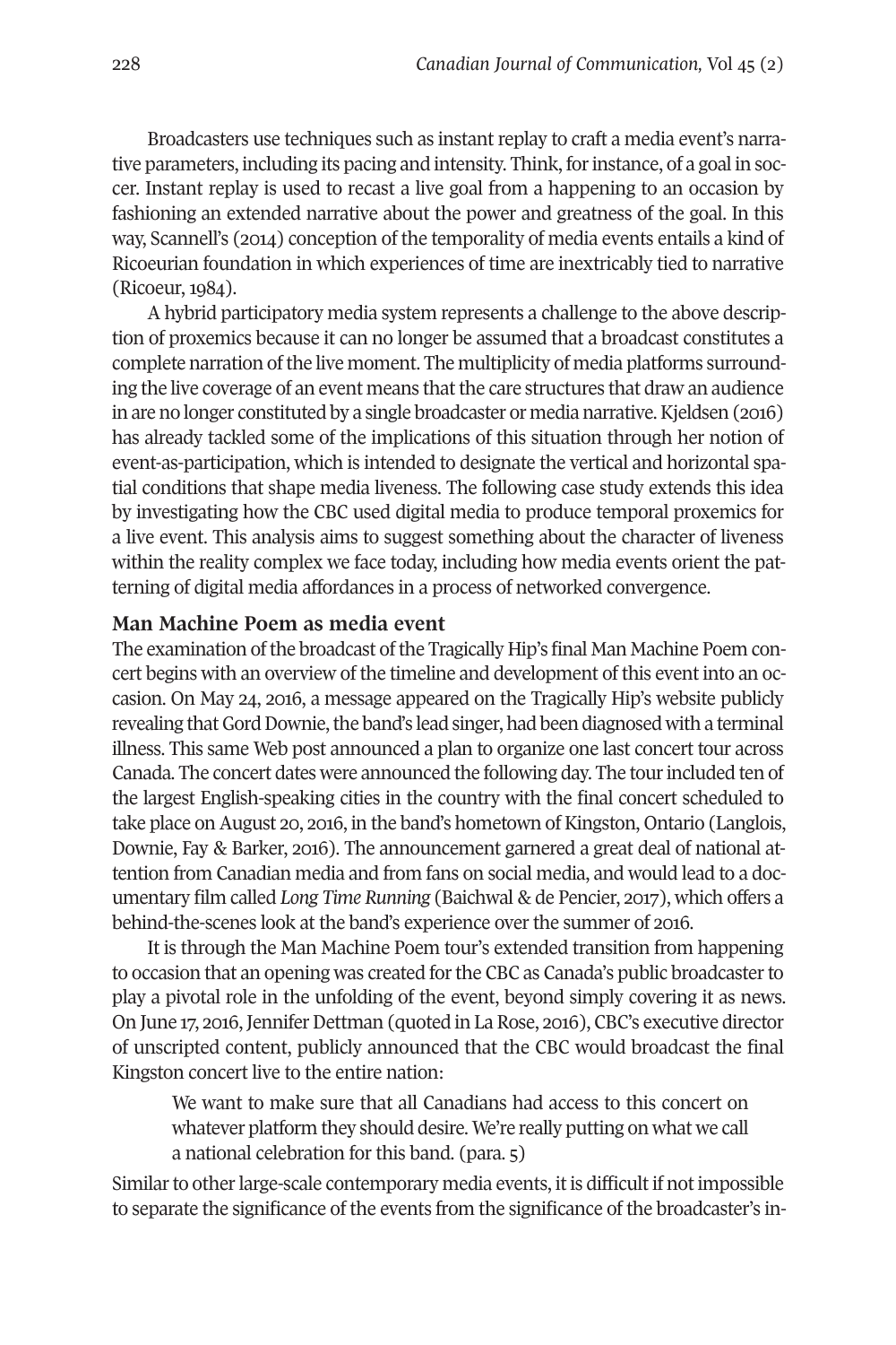Broadcasters use techniques such as instant replay to craft a media event's narrative parameters, including its pacing and intensity. Think, for instance, of a goal in soccer. Instant replay is used to recast a live goal from a happening to an occasion by fashioning an extended narrative about the power and greatness of the goal. In this way, Scannell's (2014) conception of the temporality of media events entails a kind of Ricoeurian foundation in which experiences of time are inextricably tied to narrative (Ricoeur, 1984).

A hybrid participatory media system represents a challenge to the above description of proxemics because it can no longer be assumed that a broadcast constitutes a complete narration of the live moment. The multiplicity of media platforms surrounding the live coverage of an event means that the care structures that draw an audience in are no longer constituted by a single broadcaster or media narrative. Kjeldsen (2016) has already tackled some of the implications of this situation through her notion of event-as-participation, which is intended to designate the vertical and horizontal spatial conditions that shape media liveness. The following case study extends this idea by investigating how the CBC used digital media to produce temporal proxemics for a live event. This analysis aims to suggest something about the character of liveness within the reality complex we face today, including how media events orient the patterning of digital media affordances in a process of networked convergence.

## Man Machine Poem as media event

The examination of the broadcast of the Tragically Hip's final Man Machine Poem concert begins with an overview of the timeline and development of this event into an occasion. On May 24, 2016, a message appeared on the Tragically Hip's website publicly revealing that Gord Downie, the band's lead singer, had been diagnosed with a terminal illness. This same Web post announced a plan to organize one last concert tour across Canada. The concert dates were announced the following day. The tour included ten of the largest English-speaking cities in the country with the final concert scheduled to take place on August 20, 2016, in the band's hometown of Kingston, Ontario (Langlois, Downie, Fay & Barker, 2016). The announcement garnered a great deal of national attention from Canadian media and from fans on social media, and would lead to a documentary film called *Long Time Running* (Baichwal & de Pencier, 2017), which offers a behind-the-scenes look at the band's experience over the summer of 2016.

It is through the Man Machine Poem tour's extended transition from happening to occasion that an opening was created for the CBC as Canada's public broadcaster to play a pivotal role in the unfolding of the event, beyond simply covering it as news. On June 17, 2016, Jennifer Dettman (quoted in La Rose, 2016), CBC's executive director of unscripted content, publicly announced that the CBC would broadcast the final Kingston concert live to the entire nation:

> We want to make sure that all Canadians had access to this concert on whatever platform they should desire. We're really putting on what we call a national celebration for this band. (para. 5)

Similar to other large-scale contemporary media events, it is difficult if not impossible to separate the significance of the events from the significance of the broadcaster's in-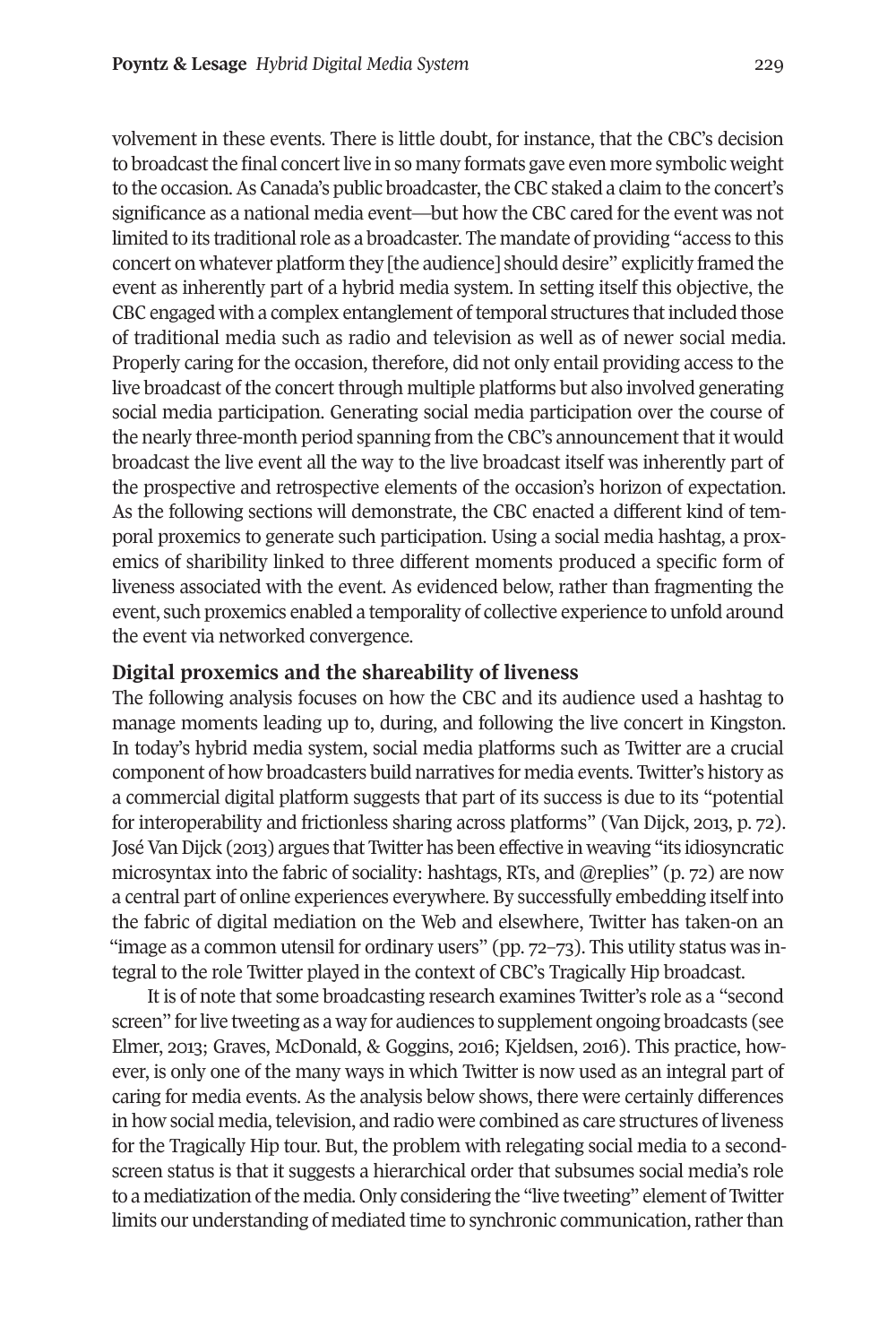volvement in these events. There is little doubt, for instance, that the CBC's decision to broadcast the final concert live in so many formats gave even more symbolic weight to the occasion. As Canada's public broadcaster, the CBC staked a claim to the concert's significance as a national media event—but how the CBC cared for the event was not limited to its traditional role as a broadcaster. The mandate of providing "access to this concert on whatever platform they [the audience] should desire" explicitly framed the event as inherently part of a hybrid media system. In setting itself this objective, the CBC engaged with a complex entanglement of temporal structures that included those of traditional media such as radio and television as well as of newer social media. Properly caring for the occasion, therefore, did not only entail providing access to the live broadcast of the concert through multiple platforms but also involved generating social media participation. Generating social media participation over the course of the nearly three-month period spanning from the CBC's announcement that it would broadcast the live event all the way to the live broadcast itself was inherently part of the prospective and retrospective elements of the occasion's horizon of expectation. As the following sections will demonstrate, the CBC enacted a different kind of temporal proxemics to generate such participation. Using a social media hashtag, a proxemics of sharibility linked to three different moments produced a specific form of liveness associated with the event. As evidenced below, rather than fragmenting the event, such proxemics enabled a temporality of collective experience to unfold around the event via networked convergence.

## Digital proxemics and the shareability of liveness

The following analysis focuses on how the CBC and its audience used a hashtag to manage moments leading up to, during, and following the live concert in Kingston. In today's hybrid media system, social media platforms such as Twitter are a crucial component of how broadcasters build narratives for media events. Twitter's history as a commercial digital platform suggests that part of its success is due to its "potential for interoperability and frictionless sharing across platforms" (Van Dijck, 2013, p. 72). José Van Dijck (2013) argues that Twitter has been effective in weaving "its idiosyncratic microsyntax into the fabric of sociality: hashtags, RTs, and @replies" (p. 72) are now a central part of online experiences everywhere. By successfully embedding itself into the fabric of digital mediation on the Web and elsewhere, Twitter has taken-on an "image as a common utensil for ordinary users" (pp. 72–73). This utility status was integral to the role Twitter played in the context of CBC's Tragically Hip broadcast.

It is of note that some broadcasting research examines Twitter's role as a "second screen" for live tweeting as a way for audiences to supplement ongoing broadcasts (see Elmer, 2013; Graves, McDonald, & Goggins, 2016; Kjeldsen, 2016). This practice, however, is only one of the many ways in which Twitter is now used as an integral part of caring for media events. As the analysis below shows, there were certainly differences in how social media, television, and radio were combined as care structures of liveness for the Tragically Hip tour. But, the problem with relegating social media to a second-screen status is that it suggests a hierarchical order that subsumes social media's role to a mediatization of the media. Only considering the "live tweeting" element of Twitter limits our understanding of mediated time to synchronic communication, rather than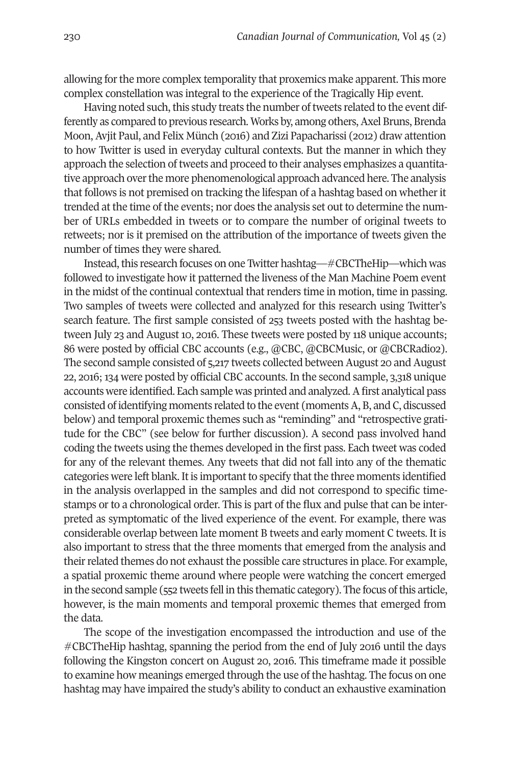allowing for the more complex temporality that proxemics make apparent. This more complex constellation was integral to the experience of the Tragically Hip event.

Having noted such, this study treats the number of tweets related to the event differently as compared to previous research. Works by, among others, Axel Bruns, Brenda Moon, Avjit Paul, and Felix Münch (2016) and Zizi Papacharissi (2012) draw attention to how Twitter is used in everyday cultural contexts. But the manner in which they approach the selection of tweets and proceed to their analyses emphasizes a quantitative approach over the more phenomenological approach advanced here. The analysis that follows is not premised on tracking the lifespan of a hashtag based on whether it trended at the time of the events; nor does the analysis set out to determine the number of URLs embedded in tweets or to compare the number of original tweets to retweets; nor is it premised on the attribution of the importance of tweets given the number of times they were shared.

Instead, this research focuses on one Twitter hashtag—#CBCTheHip—which was followed to investigate how it patterned the liveness of the Man Machine Poem event in the midst of the continual contextual that renders time in motion, time in passing. Two samples of tweets were collected and analyzed for this research using Twitter's search feature. The first sample consisted of 253 tweets posted with the hashtag between July 23 and August 10, 2016. These tweets were posted by 118 unique accounts; 86 were posted by official CBC accounts (e.g., @CBC, @CBCMusic, or @CBCRadio2). The second sample consisted of 5,217 tweets collected between August 20 and August 22, 2016; 134 were posted by official CBC accounts. In the second sample, 3,318 unique accounts were identified. Each sample was printed and analyzed. A first analytical pass consisted of identifying moments related to the event (moments A, B, and C, discussed below) and temporal proxemic themes such as "reminding" and "retrospective gratitude for the CBC" (see below for further discussion). A second pass involved hand coding the tweets using the themes developed in the first pass. Each tweet was coded for any of the relevant themes. Any tweets that did not fall into any of the thematic categories were left blank. It is important to specify that the three moments identified in the analysis overlapped in the samples and did not correspond to specific timestamps or to a chronological order. This is part of the flux and pulse that can be interpreted as symptomatic of the lived experience of the event. For example, there was considerable overlap between late moment B tweets and early moment C tweets. It is also important to stress that the three moments that emerged from the analysis and their related themes do not exhaust the possible care structures in place. For example, a spatial proxemic theme around where people were watching the concert emerged in the second sample (552 tweets fell in this thematic category). The focus of this article, however, is the main moments and temporal proxemic themes that emerged from the data.

The scope of the investigation encompassed the introduction and use of the #CBCTheHip hashtag, spanning the period from the end of July 2016 until the days following the Kingston concert on August 20, 2016. This timeframe made it possible to examine how meanings emerged through the use of the hashtag. The focus on one hashtag may have impaired the study's ability to conduct an exhaustive examination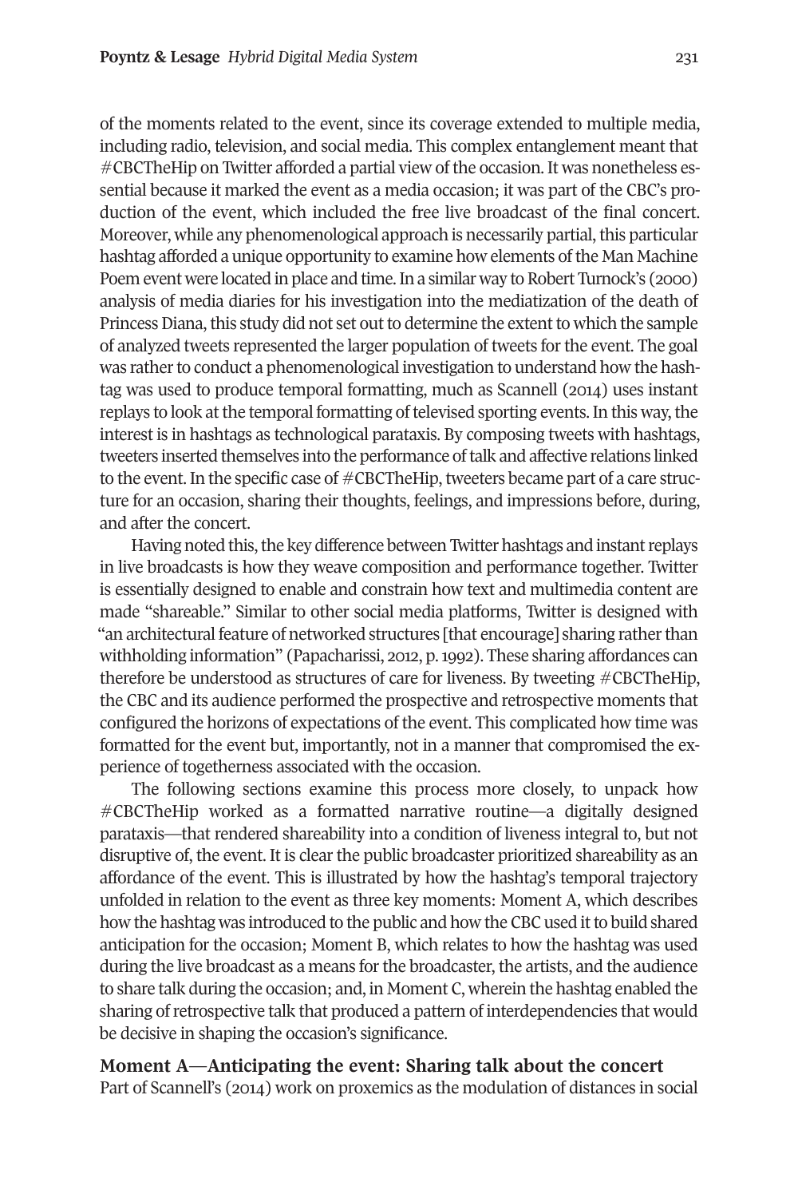of the moments related to the event, since its coverage extended to multiple media, including radio, television, and social media. This complex entanglement meant that #CBCTheHip on Twitter afforded a partial view of the occasion. It was nonetheless essential because it marked the event as a media occasion; it was part of the CBC's production of the event, which included the free live broadcast of the final concert. Moreover, while any phenomenological approach is necessarily partial, this particular hashtag afforded a unique opportunity to examine how elements of the Man Machine Poem event were located in place and time. In a similar way to Robert Turnock's (2000) analysis of media diaries for his investigation into the mediatization of the death of Princess Diana, this study did not set out to determine the extent to which the sample of analyzed tweets represented the larger population of tweets for the event. The goal was rather to conduct a phenomenological investigation to understand how the hashtag was used to produce temporal formatting, much as Scannell (2014) uses instant replays to look at the temporal formatting of televised sporting events. In this way, the interest is in hashtags as technological parataxis. By composing tweets with hashtags, tweeters inserted themselves into the performance of talk and affective relations linked to the event. In the specific case of #CBCTheHip, tweeters became part of a care structure for an occasion, sharing their thoughts, feelings, and impressions before, during, and after the concert.

Having noted this, the key difference between Twitter hashtags and instant replays in live broadcasts is how they weave composition and performance together. Twitter is essentially designed to enable and constrain how text and multimedia content are made "shareable." Similar to other social media platforms, Twitter is designed with "an architectural feature of networked structures [that encourage] sharing rather than withholding information" (Papacharissi, 2012, p. 1992). These sharing affordances can therefore be understood as structures of care for liveness. By tweeting #CBCTheHip, the CBC and its audience performed the prospective and retrospective moments that configured the horizons of expectations of the event. This complicated how time was formatted for the event but, importantly, not in a manner that compromised the experience of togetherness associated with the occasion.

The following sections examine this process more closely, to unpack how #CBCTheHip worked as a formatted narrative routine—a digitally designed parataxis—that rendered shareability into a condition of liveness integral to, but not disruptive of, the event. It is clear the public broadcaster prioritized shareability as an affordance of the event. This is illustrated by how the hashtag's temporal trajectory unfolded in relation to the event as three key moments: Moment A, which describes how the hashtag was introduced to the public and how the CBC used it to build shared anticipation for the occasion; Moment B, which relates to how the hashtag was used during the live broadcast as a means for the broadcaster, the artists, and the audience to share talk during the occasion; and, in Moment C, wherein the hashtag enabled the sharing of retrospective talk that produced a pattern of interdependencies that would be decisive in shaping the occasion's significance.

## Moment A—Anticipating the event: Sharing talk about the concert

Part of Scannell's (2014) work on proxemics as the modulation of distances in social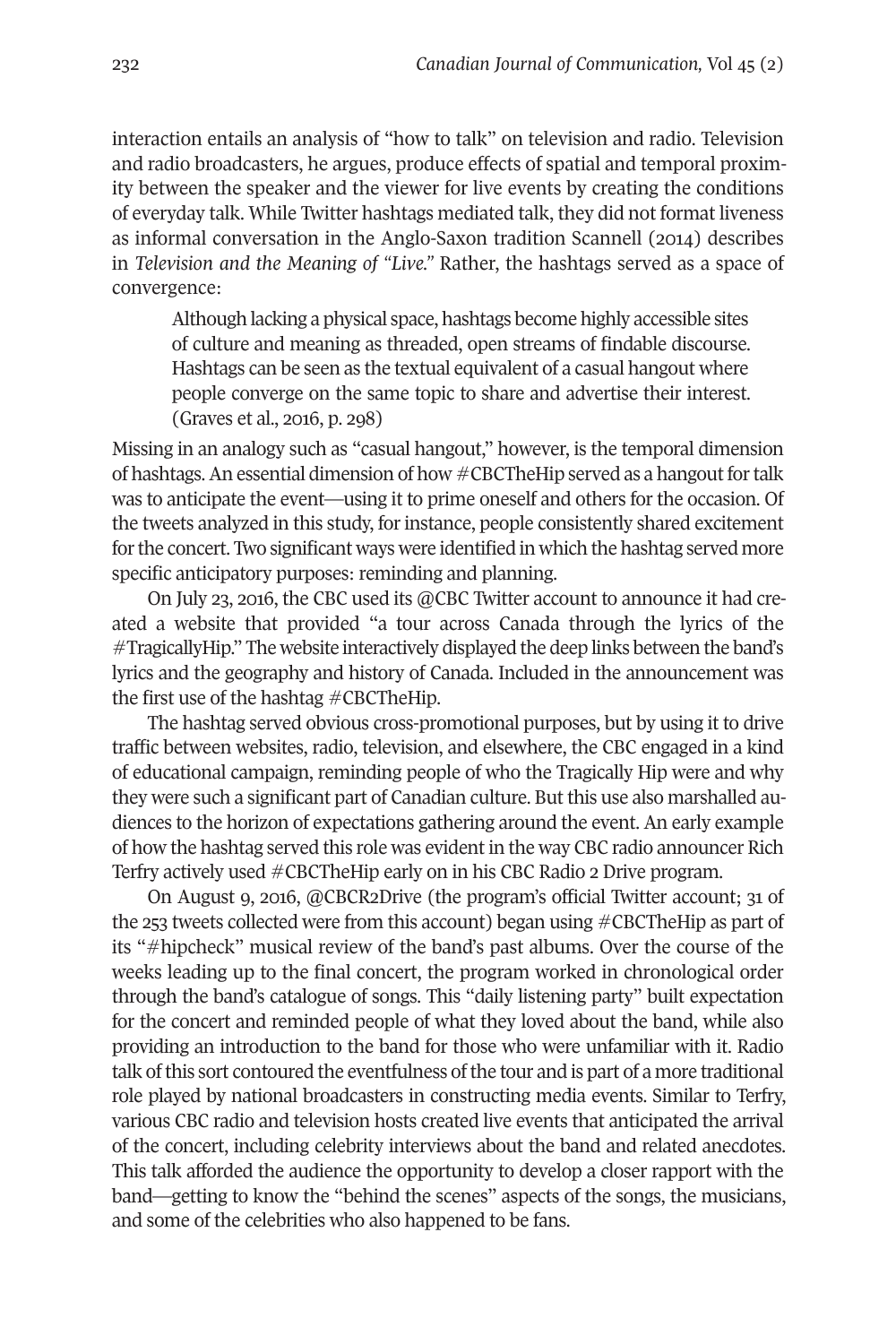interaction entails an analysis of "how to talk" on television and radio. Television and radio broadcasters, he argues, produce effects of spatial and temporal proximity between the speaker and the viewer for live events by creating the conditions of everyday talk. While Twitter hashtags mediated talk, they did not format liveness as informal conversation in the Anglo-Saxon tradition Scannell (2014) describes in *Television and the Meaning of "Live."* Rather, the hashtags served as a space of convergence:

> Although lacking a physical space, hashtags become highly accessible sites of culture and meaning as threaded, open streams of findable discourse. Hashtags can be seen as the textual equivalent of a casual hangout where people converge on the same topic to share and advertise their interest. (Graves et al., 2016, p. 298)

Missing in an analogy such as "casual hangout," however, is the temporal dimension of hashtags. An essential dimension of how #CBCTheHip served as a hangout for talk was to anticipate the event—using it to prime oneself and others for the occasion. Of the tweets analyzed in this study, for instance, people consistently shared excitement for the concert. Two significant ways were identified in which the hashtag served more specific anticipatory purposes: reminding and planning.

On July 23, 2016, the CBC used its @CBC Twitter account to announce it had created a website that provided "a tour across Canada through the lyrics of the #TragicallyHip." The website interactively displayed the deep links between the band's lyrics and the geography and history of Canada. Included in the announcement was the first use of the hashtag #CBCTheHip.

The hashtag served obvious cross-promotional purposes, but by using it to drive traffic between websites, radio, television, and elsewhere, the CBC engaged in a kind of educational campaign, reminding people of who the Tragically Hip were and why they were such a significant part of Canadian culture. But this use also marshalled audiences to the horizon of expectations gathering around the event. An early example of how the hashtag served this role was evident in the way CBC radio announcer Rich Terfry actively used #CBCTheHip early on in his CBC Radio 2 Drive program.

On August 9, 2016, @CBCR2Drive (the program's official Twitter account; 31 of the 253 tweets collected were from this account) began using #CBCTheHip as part of its "#hipcheck" musical review of the band's past albums. Over the course of the weeks leading up to the final concert, the program worked in chronological order through the band's catalogue of songs. This "daily listening party" built expectation for the concert and reminded people of what they loved about the band, while also providing an introduction to the band for those who were unfamiliar with it. Radio talk of this sort contoured the eventfulness of the tour and is part of a more traditional role played by national broadcasters in constructing media events. Similar to Terfry, various CBC radio and television hosts created live events that anticipated the arrival of the concert, including celebrity interviews about the band and related anecdotes. This talk afforded the audience the opportunity to develop a closer rapport with the band—getting to know the "behind the scenes" aspects of the songs, the musicians, and some of the celebrities who also happened to be fans.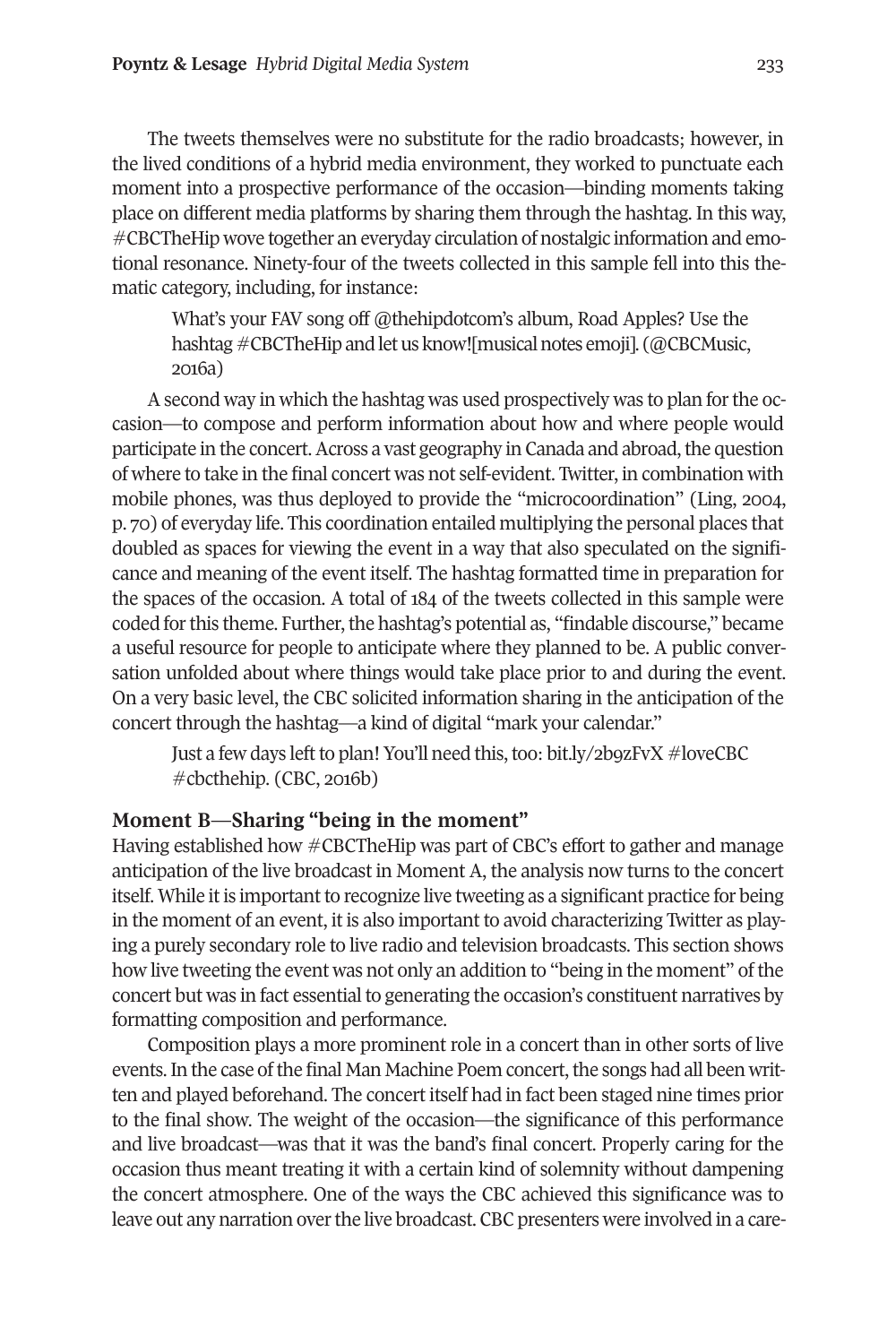The tweets themselves were no substitute for the radio broadcasts; however, in the lived conditions of a hybrid media environment, they worked to punctuate each moment into a prospective performance of the occasion—binding moments taking place on different media platforms by sharing them through the hashtag. In this way, #CBCTheHip wove together an everyday circulation of nostalgic information and emotional resonance. Ninety-four of the tweets collected in this sample fell into this thematic category, including, for instance:

> What's your FAV song off @thehipdotcom's album, Road Apples? Use the hashtag #CBCTheHip and let us know![musical notes emoji]. (@CBCMusic, 2016a)

A second way in which the hashtag was used prospectively was to plan for the occasion—to compose and perform information about how and where people would participate in the concert. Across a vast geography in Canada and abroad, the question of where to take in the final concert was not self-evident. Twitter, in combination with mobile phones, was thus deployed to provide the "microcoordination" (Ling, 2004, p. 70) of everyday life. This coordination entailed multiplying the personal places that doubled as spaces for viewing the event in a way that also speculated on the significance and meaning of the event itself. The hashtag formatted time in preparation for the spaces of the occasion. A total of 184 of the tweets collected in this sample were coded for this theme. Further, the hashtag's potential as, "findable discourse," became a useful resource for people to anticipate where they planned to be. A public conversation unfolded about where things would take place prior to and during the event. On a very basic level, the CBC solicited information sharing in the anticipation of the concert through the hashtag—a kind of digital "mark your calendar."

> Just a few days left to plan! You'll need this, too: bit.ly/2b9zFvX #loveCBC #cbcthehip. (CBC, 2016b)

### Moment B—Sharing "being in the moment"

Having established how #CBCTheHip was part of CBC's effort to gather and manage anticipation of the live broadcast in Moment A, the analysis now turns to the concert itself. While it is important to recognize live tweeting as a significant practice for being in the moment of an event, it is also important to avoid characterizing Twitter as playing a purely secondary role to live radio and television broadcasts. This section shows how live tweeting the event was not only an addition to "being in the moment" of the concert but was in fact essential to generating the occasion's constituent narratives by formatting composition and performance.

Composition plays a more prominent role in a concert than in other sorts of live events. In the case of the final Man Machine Poem concert, the songs had all been written and played beforehand. The concert itself had in fact been staged nine times prior to the final show. The weight of the occasion—the significance of this performance and live broadcast—was that it was the band's final concert. Properly caring for the occasion thus meant treating it with a certain kind of solemnity without dampening the concert atmosphere. One of the ways the CBC achieved this significance was to leave out any narration over the live broadcast. CBC presenters were involved in a care-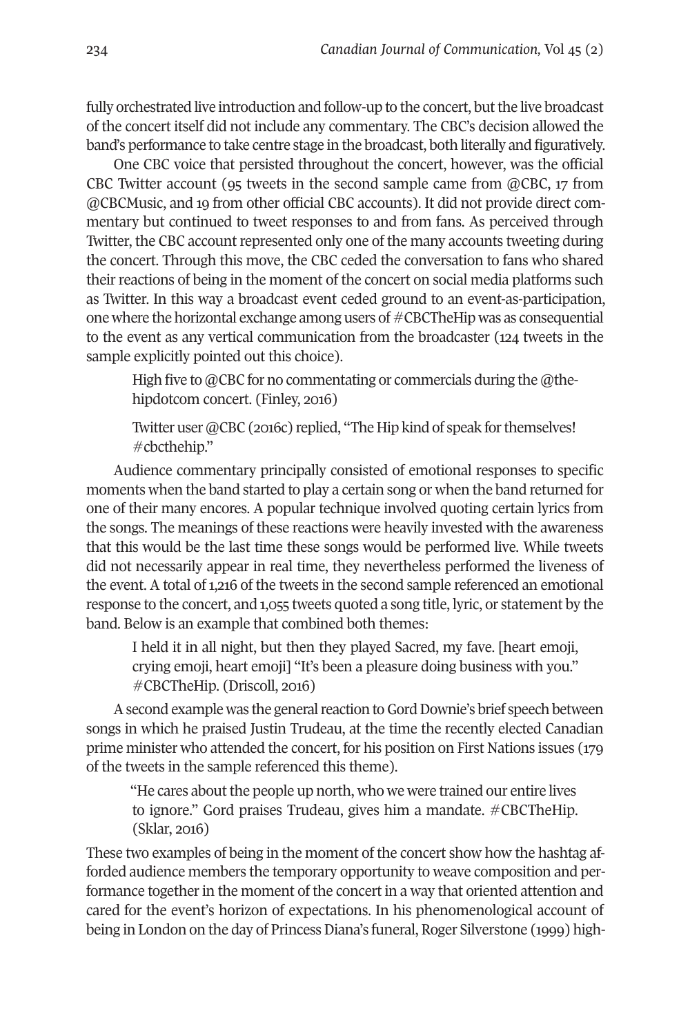fully orchestrated live introduction and follow-up to the concert, but the live broadcast of the concert itself did not include any commentary. The CBC's decision allowed the band's performance to take centre stage in the broadcast, both literally and figuratively.

One CBC voice that persisted throughout the concert, however, was the official CBC Twitter account (95 tweets in the second sample came from @CBC, 17 from @CBCMusic, and 19 from other official CBC accounts). It did not provide direct commentary but continued to tweet responses to and from fans. As perceived through Twitter, the CBC account represented only one of the many accounts tweeting during the concert. Through this move, the CBC ceded the conversation to fans who shared their reactions of being in the moment of the concert on social media platforms such as Twitter. In this way a broadcast event ceded ground to an event-as-participation, one where the horizontal exchange among users of #CBCTheHip was as consequential to the event as any vertical communication from the broadcaster (124 tweets in the sample explicitly pointed out this choice).

> High five to @CBC for no commentating or commercials during the @thehipdotcom concert. (Finley, 2016)

> Twitter user @CBC (2016c) replied, "The Hip kind of speak for themselves! #cbcthehip."

Audience commentary principally consisted of emotional responses to specific moments when the band started to play a certain song or when the band returned for one of their many encores. A popular technique involved quoting certain lyrics from the songs. The meanings of these reactions were heavily invested with the awareness that this would be the last time these songs would be performed live. While tweets did not necessarily appear in real time, they nevertheless performed the liveness of the event. A total of 1,216 of the tweets in the second sample referenced an emotional response to the concert, and 1,055 tweets quoted a song title, lyric, or statement by the band. Below is an example that combined both themes:

> I held it in all night, but then they played Sacred, my fave. [heart emoji, crying emoji, heart emoji] "It's been a pleasure doing business with you." #CBCTheHip. (Driscoll, 2016)

A second example was the general reaction to Gord Downie's brief speech between songs in which he praised Justin Trudeau, at the time the recently elected Canadian prime minister who attended the concert, for his position on First Nations issues (179 of the tweets in the sample referenced this theme).

> "He cares about the people up north, who we were trained our entire lives to ignore." Gord praises Trudeau, gives him a mandate. #CBCTheHip. (Sklar, 2016)

These two examples of being in the moment of the concert show how the hashtag afforded audience members the temporary opportunity to weave composition and performance together in the moment of the concert in a way that oriented attention and cared for the event's horizon of expectations. In his phenomenological account of being in London on the day of Princess Diana's funeral, Roger Silverstone (1999) high-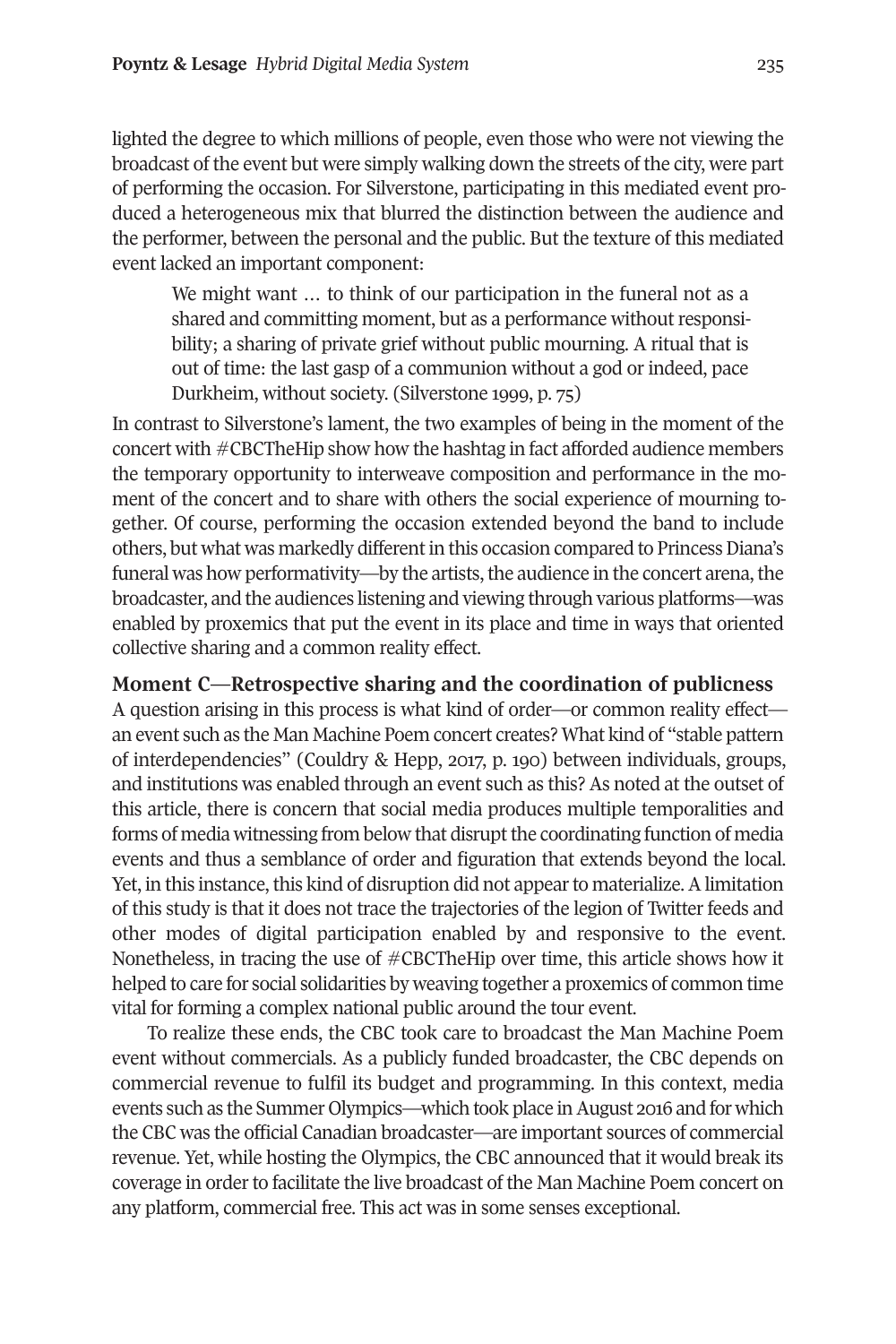lighted the degree to which millions of people, even those who were not viewing the broadcast of the event but were simply walking down the streets of the city, were part of performing the occasion. For Silverstone, participating in this mediated event produced a heterogeneous mix that blurred the distinction between the audience and the performer, between the personal and the public. But the texture of this mediated event lacked an important component:

> We might want … to think of our participation in the funeral not as a shared and committing moment, but as a performance without responsibility; a sharing of private grief without public mourning. A ritual that is out of time: the last gasp of a communion without a god or indeed, pace Durkheim, without society. (Silverstone 1999, p. 75)

In contrast to Silverstone's lament, the two examples of being in the moment of the concert with #CBCTheHip show how the hashtag in fact afforded audience members the temporary opportunity to interweave composition and performance in the moment of the concert and to share with others the social experience of mourning together. Of course, performing the occasion extended beyond the band to include others, but what was markedly different in this occasion compared to Princess Diana's funeral was how performativity—by the artists, the audience in the concert arena, the broadcaster, and the audiences listening and viewing through various platforms—was enabled by proxemics that put the event in its place and time in ways that oriented collective sharing and a common reality effect.

### Moment C—Retrospective sharing and the coordination of publicness

A question arising in this process is what kind of order—or common reality effect—an event such as the Man Machine Poem concert creates? What kind of "stable pattern of interdependencies" (Couldry & Hepp, 2017, p. 190) between individuals, groups, and institutions was enabled through an event such as this? As noted at the outset of this article, there is concern that social media produces multiple temporalities and forms of media witnessing from below that disrupt the coordinating function of media events and thus a semblance of order and figuration that extends beyond the local. Yet, in this instance, this kind of disruption did not appear to materialize. A limitation of this study is that it does not trace the trajectories of the legion of Twitter feeds and other modes of digital participation enabled by and responsive to the event. Nonetheless, in tracing the use of #CBCTheHip over time, this article shows how it helped to care for social solidarities by weaving together a proxemics of common time vital for forming a complex national public around the tour event.

To realize these ends, the CBC took care to broadcast the Man Machine Poem event without commercials. As a publicly funded broadcaster, the CBC depends on commercial revenue to fulfil its budget and programming. In this context, media events such as the Summer Olympics—which took place in August 2016 and for which the CBC was the official Canadian broadcaster—are important sources of commercial revenue. Yet, while hosting the Olympics, the CBC announced that it would break its coverage in order to facilitate the live broadcast of the Man Machine Poem concert on any platform, commercial free. This act was in some senses exceptional.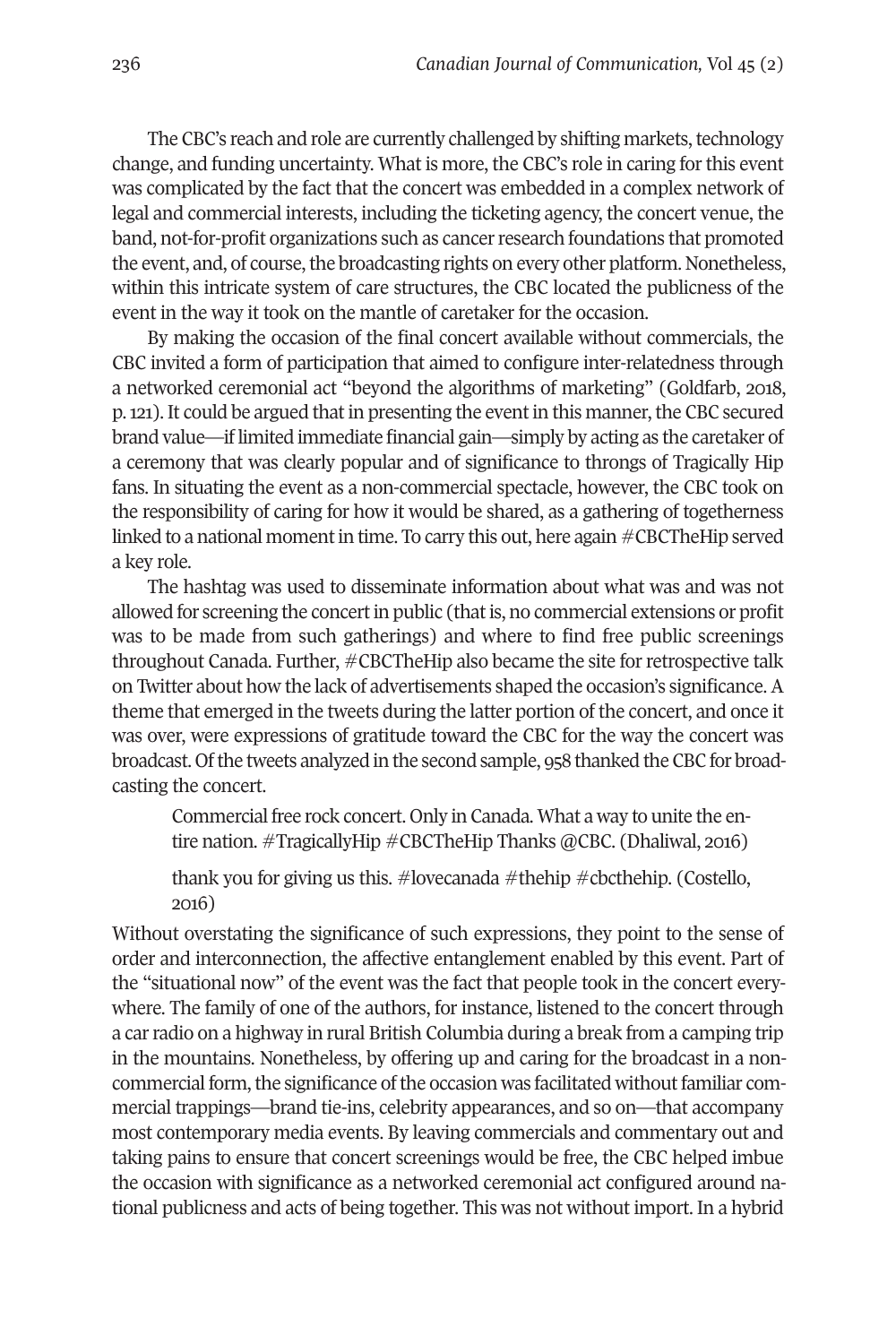The CBC's reach and role are currently challenged by shifting markets, technology change, and funding uncertainty. What is more, the CBC's role in caring for this event was complicated by the fact that the concert was embedded in a complex network of legal and commercial interests, including the ticketing agency, the concert venue, the band, not-for-profit organizations such as cancer research foundations that promoted the event, and, of course, the broadcasting rights on every other platform. Nonetheless, within this intricate system of care structures, the CBC located the publicness of the event in the way it took on the mantle of caretaker for the occasion.

By making the occasion of the final concert available without commercials, the CBC invited a form of participation that aimed to configure inter-relatedness through a networked ceremonial act "beyond the algorithms of marketing" (Goldfarb, 2018, p. 121). It could be argued that in presenting the event in this manner, the CBC secured brand value—if limited immediate financial gain—simply by acting as the caretaker of a ceremony that was clearly popular and of significance to throngs of Tragically Hip fans. In situating the event as a non-commercial spectacle, however, the CBC took on the responsibility of caring for how it would be shared, as a gathering of togetherness linked to a national moment in time. To carry this out, here again #CBCTheHip served a key role.

The hashtag was used to disseminate information about what was and was not allowed for screening the concert in public (that is, no commercial extensions or profit was to be made from such gatherings) and where to find free public screenings throughout Canada. Further, #CBCTheHip also became the site for retrospective talk on Twitter about how the lack of advertisements shaped the occasion's significance. A theme that emerged in the tweets during the latter portion of the concert, and once it was over, were expressions of gratitude toward the CBC for the way the concert was broadcast. Of the tweets analyzed in the second sample, 958 thanked the CBC for broadcasting the concert.

> Commercial free rock concert. Only in Canada. What a way to unite the entire nation. #TragicallyHip #CBCTheHip Thanks @CBC. (Dhaliwal, 2016)
>
> thank you for giving us this. #lovecanada #thehip #cbcthehip. (Costello, 2016)

Without overstating the significance of such expressions, they point to the sense of order and interconnection, the affective entanglement enabled by this event. Part of the "situational now" of the event was the fact that people took in the concert everywhere. The family of one of the authors, for instance, listened to the concert through a car radio on a highway in rural British Columbia during a break from a camping trip in the mountains. Nonetheless, by offering up and caring for the broadcast in a non-commercial form, the significance of the occasion was facilitated without familiar commercial trappings—brand tie-ins, celebrity appearances, and so on—that accompany most contemporary media events. By leaving commercials and commentary out and taking pains to ensure that concert screenings would be free, the CBC helped imbue the occasion with significance as a networked ceremonial act configured around national publicness and acts of being together. This was not without import. In a hybrid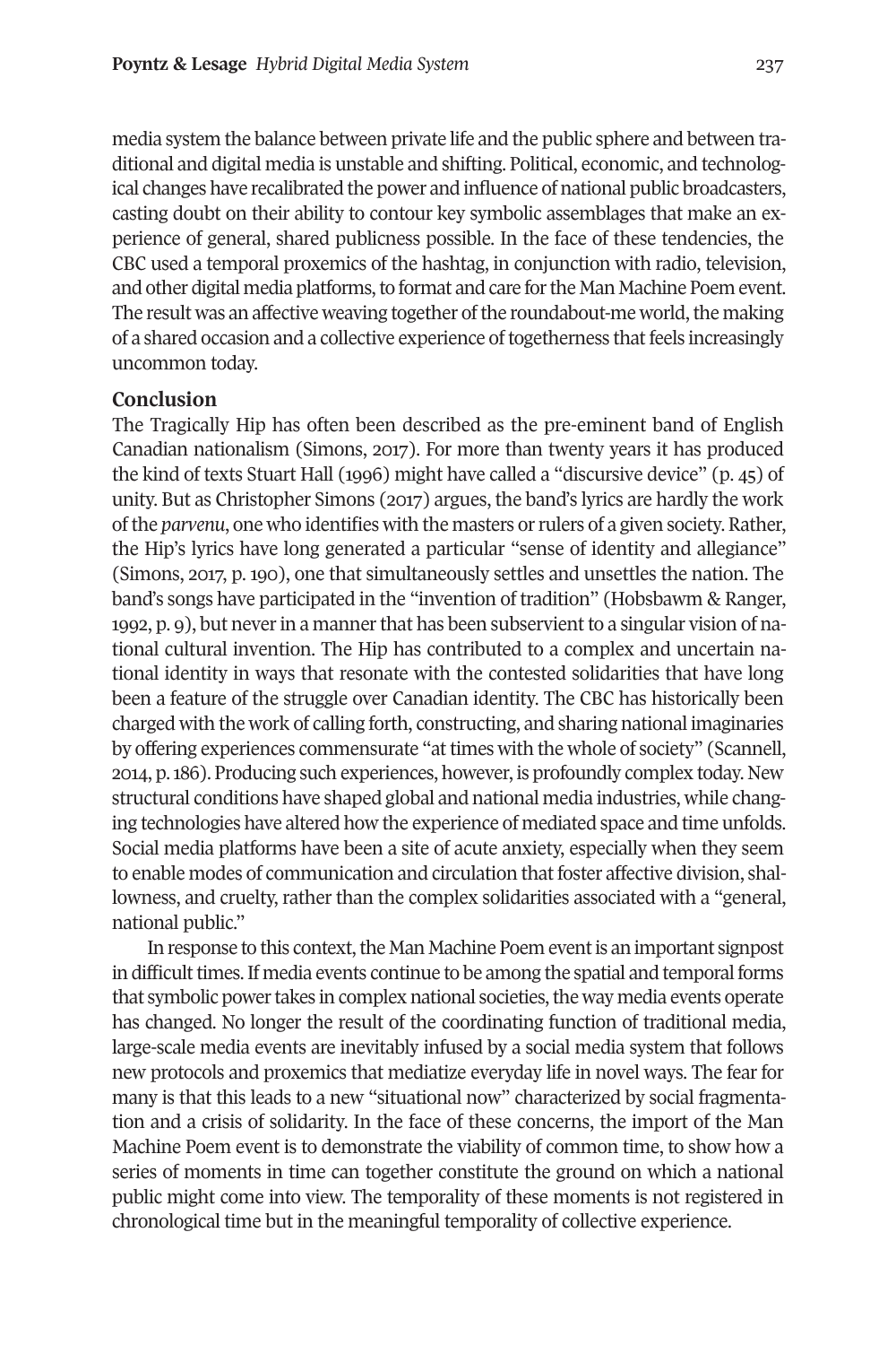media system the balance between private life and the public sphere and between traditional and digital media is unstable and shifting. Political, economic, and technological changes have recalibrated the power and influence of national public broadcasters, casting doubt on their ability to contour key symbolic assemblages that make an experience of general, shared publicness possible. In the face of these tendencies, the CBC used a temporal proxemics of the hashtag, in conjunction with radio, television, and other digital media platforms, to format and care for the Man Machine Poem event. The result was an affective weaving together of the roundabout-me world, the making of a shared occasion and a collective experience of togetherness that feels increasingly uncommon today.

## Conclusion

The Tragically Hip has often been described as the pre-eminent band of English Canadian nationalism (Simons, 2017). For more than twenty years it has produced the kind of texts Stuart Hall (1996) might have called a "discursive device" (p. 45) of unity. But as Christopher Simons (2017) argues, the band's lyrics are hardly the work of the *parvenu*, one who identifies with the masters or rulers of a given society. Rather, the Hip's lyrics have long generated a particular "sense of identity and allegiance" (Simons, 2017, p. 190), one that simultaneously settles and unsettles the nation. The band's songs have participated in the "invention of tradition" (Hobsbawm & Ranger, 1992, p. 9), but never in a manner that has been subservient to a singular vision of national cultural invention. The Hip has contributed to a complex and uncertain national identity in ways that resonate with the contested solidarities that have long been a feature of the struggle over Canadian identity. The CBC has historically been charged with the work of calling forth, constructing, and sharing national imaginaries by offering experiences commensurate "at times with the whole of society" (Scannell, 2014, p. 186). Producing such experiences, however, is profoundly complex today. New structural conditions have shaped global and national media industries, while changing technologies have altered how the experience of mediated space and time unfolds. Social media platforms have been a site of acute anxiety, especially when they seem to enable modes of communication and circulation that foster affective division, shallowness, and cruelty, rather than the complex solidarities associated with a "general, national public."

In response to this context, the Man Machine Poem event is an important signpost in difficult times. If media events continue to be among the spatial and temporal forms that symbolic power takes in complex national societies, the way media events operate has changed. No longer the result of the coordinating function of traditional media, large-scale media events are inevitably infused by a social media system that follows new protocols and proxemics that mediatize everyday life in novel ways. The fear for many is that this leads to a new "situational now" characterized by social fragmentation and a crisis of solidarity. In the face of these concerns, the import of the Man Machine Poem event is to demonstrate the viability of common time, to show how a series of moments in time can together constitute the ground on which a national public might come into view. The temporality of these moments is not registered in chronological time but in the meaningful temporality of collective experience.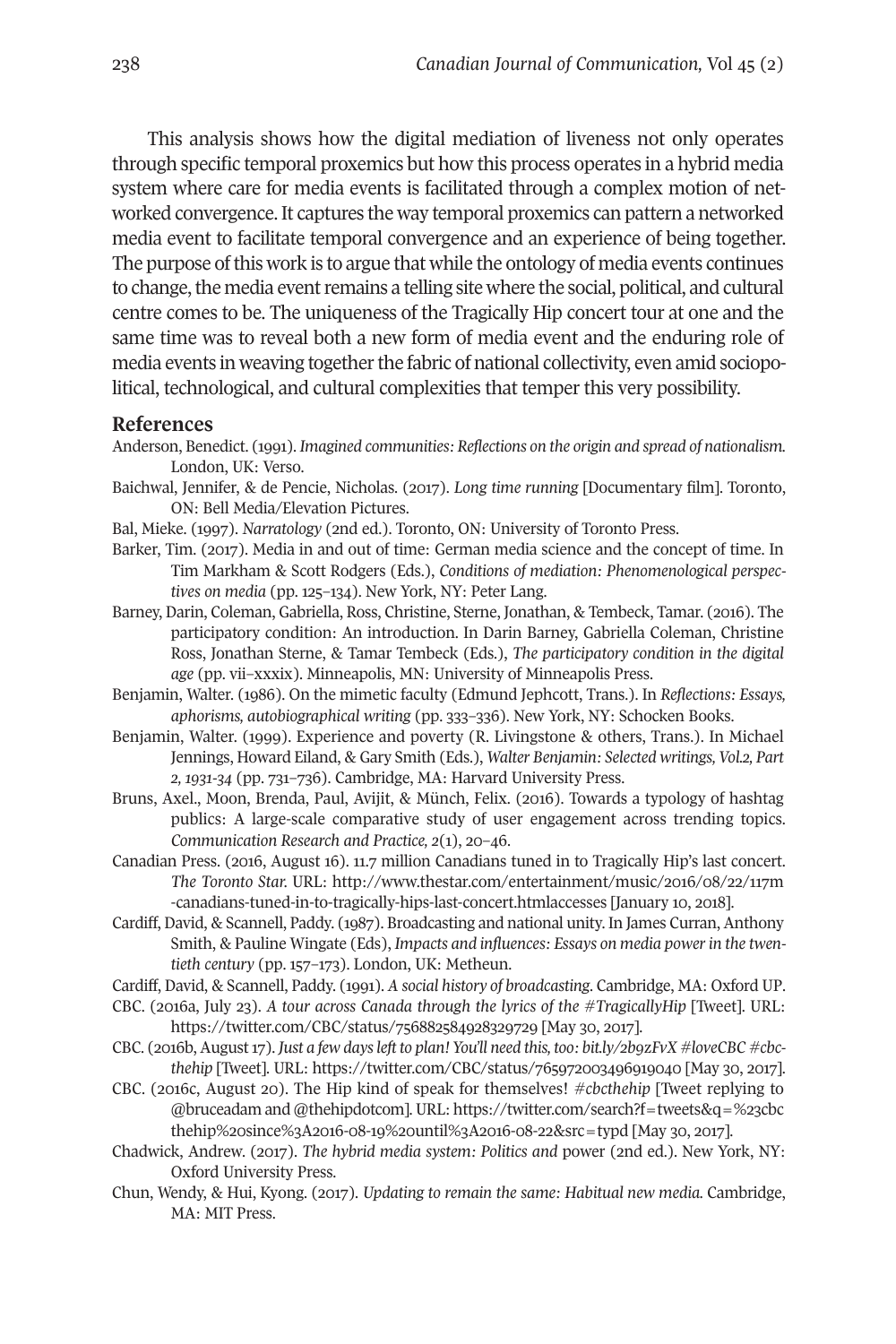This analysis shows how the digital mediation of liveness not only operates through specific temporal proxemics but how this process operates in a hybrid media system where care for media events is facilitated through a complex motion of networked convergence. It captures the way temporal proxemics can pattern a networked media event to facilitate temporal convergence and an experience of being together. The purpose of this work is to argue that while the ontology of media events continues to change, the media event remains a telling site where the social, political, and cultural centre comes to be. The uniqueness of the Tragically Hip concert tour at one and the same time was to reveal both a new form of media event and the enduring role of media events in weaving together the fabric of national collectivity, even amid sociopolitical, technological, and cultural complexities that temper this very possibility.

## References

Anderson, Benedict. (1991). *Imagined communities: Reflections on the origin and spread of nationalism.* London, UK: Verso.

Baichwal, Jennifer, & de Pencie, Nicholas. (2017). *Long time running* [Documentary film]. Toronto, ON: Bell Media/Elevation Pictures.

Bal, Mieke. (1997). *Narratology* (2nd ed.). Toronto, ON: University of Toronto Press.

Barker, Tim. (2017). Media in and out of time: German media science and the concept of time. In Tim Markham & Scott Rodgers (Eds.), *Conditions of mediation: Phenomenological perspectives on media* (pp. 125–134). New York, NY: Peter Lang.

Barney, Darin, Coleman, Gabriella, Ross, Christine, Sterne, Jonathan, & Tembeck, Tamar. (2016). The participatory condition: An introduction. In Darin Barney, Gabriella Coleman, Christine Ross, Jonathan Sterne, & Tamar Tembeck (Eds.), *The participatory condition in the digital age* (pp. vii–xxxix). Minneapolis, MN: University of Minneapolis Press.

Benjamin, Walter. (1986). On the mimetic faculty (Edmund Jephcott, Trans.). In *Reflections: Essays, aphorisms, autobiographical writing* (pp. 333–336). New York, NY: Schocken Books.

Benjamin, Walter. (1999). Experience and poverty (R. Livingstone & others, Trans.). In Michael Jennings, Howard Eiland, & Gary Smith (Eds.), *Walter Benjamin: Selected writings, Vol.2, Part 2, 1931-34* (pp. 731–736). Cambridge, MA: Harvard University Press.

Bruns, Axel., Moon, Brenda, Paul, Avijit, & Münch, Felix. (2016). Towards a typology of hashtag publics: A large-scale comparative study of user engagement across trending topics. *Communication Research and Practice, 2*(1), 20–46.

Canadian Press. (2016, August 16). 11.7 million Canadians tuned in to Tragically Hip's last concert. *The Toronto Star.* URL: http://www.thestar.com/entertainment/music/2016/08/22/117m-canadians-tuned-in-to-tragically-hips-last-concert.htmlaccesses [January 10, 2018].

Cardiff, David, & Scannell, Paddy. (1987). Broadcasting and national unity. In James Curran, Anthony Smith, & Pauline Wingate (Eds), *Impacts and influences: Essays on media power in the twentieth century* (pp. 157–173). London, UK: Metheun.

Cardiff, David, & Scannell, Paddy. (1991). *A social history of broadcasting*. Cambridge, MA: Oxford UP.

CBC. (2016a, July 23). *A tour across Canada through the lyrics of the #TragicallyHip* [Tweet]. URL: https://twitter.com/CBC/status/756882584928329729 [May 30, 2017].

CBC. (2016b, August 17). *Just a few days left to plan! You'll need this, too: bit.ly/2b9zFvX #loveCBC #cbcthehip* [Tweet]. URL: https://twitter.com/CBC/status/765972003496919040 [May 30, 2017].

CBC. (2016c, August 20). The Hip kind of speak for themselves! *#cbcthehip* [Tweet replying to @bruceadam and @thehipdotcom]. URL: https://twitter.com/search?f=tweets&q=%23cbcthehip%20since%3A2016-08-19%20until%3A2016-08-22&src=typd [May 30, 2017].

Chadwick, Andrew. (2017). *The hybrid media system: Politics and* power (2nd ed.). New York, NY: Oxford University Press.

Chun, Wendy, & Hui, Kyong. (2017). *Updating to remain the same: Habitual new media.* Cambridge, MA: MIT Press.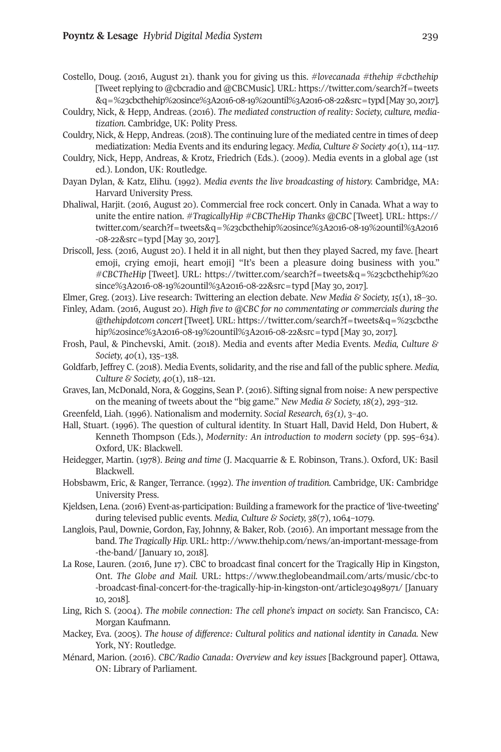Costello, Doug. (2016, August 21). thank you for giving us this. *#lovecanada #thehip #cbcthehip* [Tweet replying to @cbcradio and @CBCMusic]. URL: https://twitter.com/search?f=tweets&q=%23cbcthehip%20since%3A2016-08-19%20until%3A2016-08-22&src=typd [May 30, 2017].

Couldry, Nick, & Hepp, Andreas. (2016). *The mediated construction of reality: Society, culture, mediatization*. Cambridge, UK: Polity Press.

Couldry, Nick, & Hepp, Andreas. (2018). The continuing lure of the mediated centre in times of deep mediatization: Media Events and its enduring legacy. *Media, Culture & Society 40*(1), 114–117.

Couldry, Nick, Hepp, Andreas, & Krotz, Friedrich (Eds.). (2009). Media events in a global age (1st ed.). London, UK: Routledge.

Dayan Dylan, & Katz, Elihu. (1992). *Media events the live broadcasting of history.* Cambridge, MA: Harvard University Press.

Dhaliwal, Harjit. (2016, August 20). Commercial free rock concert. Only in Canada. What a way to unite the entire nation. *#TragicallyHip #CBCTheHip Thanks @CBC* [Tweet]. URL: https://twitter.com/search?f=tweets&q=%23cbcthehip%20since%3A2016-08-19%20until%3A2016-08-22&src=typd [May 30, 2017].

Driscoll, Jess. (2016, August 20). I held it in all night, but then they played Sacred, my fave. [heart emoji, crying emoji, heart emoji] "It's been a pleasure doing business with you." *#CBCTheHip* [Tweet]. URL: https://twitter.com/search?f=tweets&q=%23cbcthehip%20since%3A2016-08-19%20until%3A2016-08-22&src=typd [May 30, 2017].

Elmer, Greg. (2013). Live research: Twittering an election debate. *New Media & Society, 15*(1), 18–30.

Finley, Adam. (2016, August 20). *High five to @CBC for no commentating or commercials during the @thehipdotcom concert* [Tweet]. URL: https://twitter.com/search?f=tweets&q=%23cbcthehip%20since%3A2016-08-19%20until%3A2016-08-22&src=typd [May 30, 2017].

Frosh, Paul, & Pinchevski, Amit. (2018). Media and events after Media Events. *Media, Culture & Society, 40*(1), 135–138.

Goldfarb, Jeffrey C. (2018). Media Events, solidarity, and the rise and fall of the public sphere. *Media, Culture & Society, 40*(1), 118–121.

Graves, Ian, McDonald, Nora, & Goggins, Sean P. (2016). Sifting signal from noise: A new perspective on the meaning of tweets about the "big game." *New Media & Society, 18*(2), 293–312.

Greenfeld, Liah. (1996). Nationalism and modernity. *Social Research, 63(1),* 3–40.

Hall, Stuart. (1996). The question of cultural identity. In Stuart Hall, David Held, Don Hubert, & Kenneth Thompson (Eds.), *Modernity: An introduction to modern society* (pp. 595–634). Oxford, UK: Blackwell.

Heidegger, Martin. (1978). *Being and time* (J. Macquarrie & E. Robinson, Trans.). Oxford, UK: Basil Blackwell.

Hobsbawm, Eric, & Ranger, Terrance. (1992). *The invention of tradition.* Cambridge, UK: Cambridge University Press.

Kjeldsen, Lena. (2016) Event-as-participation: Building a framework for the practice of 'live-tweeting' during televised public events. *Media, Culture & Society, 38*(7), 1064–1079.

Langlois, Paul, Downie, Gordon, Fay, Johnny, & Baker, Rob. (2016). An important message from the band. *The Tragically Hip.* URL: http://www.thehip.com/news/an-important-message-from-the-band/ [January 10, 2018].

La Rose, Lauren. (2016, June 17). CBC to broadcast final concert for the Tragically Hip in Kingston, Ont. *The Globe and Mail.* URL: https://www.theglobeandmail.com/arts/music/cbc-to-broadcast-final-concert-for-the-tragically-hip-in-kingston-ont/article30498971/ [January 10, 2018].

Ling, Rich S. (2004). *The mobile connection: The cell phone's impact on society.* San Francisco, CA: Morgan Kaufmann.

Mackey, Eva. (2005). *The house of difference: Cultural politics and national identity in Canada.* New York, NY: Routledge.

Ménard, Marion. (2016). *CBC/Radio Canada: Overview and key issues* [Background paper]. Ottawa, ON: Library of Parliament.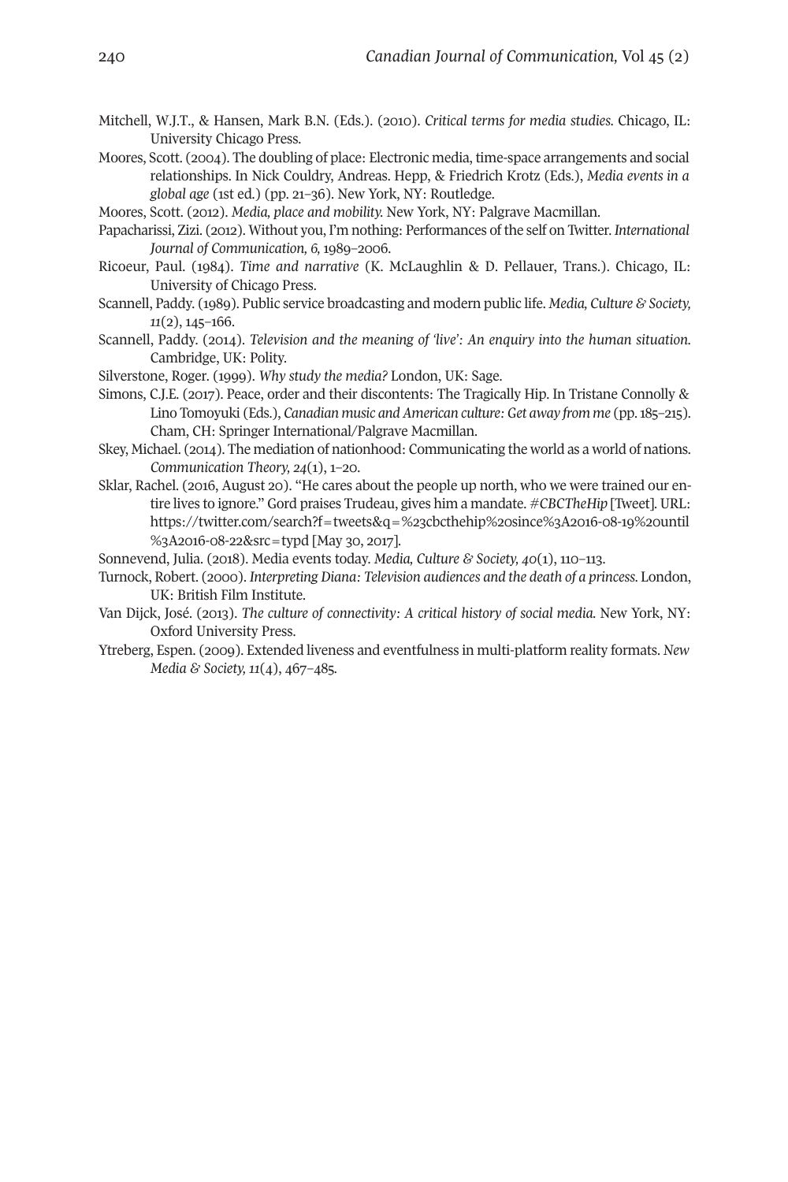Mitchell, W.J.T., & Hansen, Mark B.N. (Eds.). (2010). *Critical terms for media studies.* Chicago, IL: University Chicago Press.

Moores, Scott. (2004). The doubling of place: Electronic media, time-space arrangements and social relationships. In Nick Couldry, Andreas. Hepp, & Friedrich Krotz (Eds.), *Media events in a global age* (1st ed.) (pp. 21–36). New York, NY: Routledge.

Moores, Scott. (2012). *Media, place and mobility.* New York, NY: Palgrave Macmillan.

Papacharissi, Zizi. (2012). Without you, I'm nothing: Performances of the self on Twitter. *International Journal of Communication, 6,* 1989–2006.

Ricoeur, Paul. (1984). *Time and narrative* (K. McLaughlin & D. Pellauer, Trans.). Chicago, IL: University of Chicago Press.

Scannell, Paddy. (1989). Public service broadcasting and modern public life. *Media, Culture & Society, 11*(2), 145–166.

Scannell, Paddy. (2014). *Television and the meaning of 'live': An enquiry into the human situation.* Cambridge, UK: Polity.

Silverstone, Roger. (1999). *Why study the media?* London, UK: Sage.

Simons, C.J.E. (2017). Peace, order and their discontents: The Tragically Hip. In Tristane Connolly & Lino Tomoyuki (Eds.), *Canadian music and American culture: Get away from me* (pp. 185–215). Cham, CH: Springer International/Palgrave Macmillan.

Skey, Michael. (2014). The mediation of nationhood: Communicating the world as a world of nations. *Communication Theory, 24*(1), 1–20.

Sklar, Rachel. (2016, August 20). "He cares about the people up north, who we were trained our entire lives to ignore." Gord praises Trudeau, gives him a mandate. *#CBCTheHip* [Tweet]. URL: https://twitter.com/search?f=tweets&q=%23cbcthehip%20since%3A2016-08-19%20until%3A2016-08-22&src=typd [May 30, 2017].

Sonnevend, Julia. (2018). Media events today. *Media, Culture & Society, 40*(1), 110–113.

Turnock, Robert. (2000). *Interpreting Diana: Television audiences and the death of a princess.* London, UK: British Film Institute.

Van Dijck, José. (2013). *The culture of connectivity: A critical history of social media.* New York, NY: Oxford University Press.

Ytreberg, Espen. (2009). Extended liveness and eventfulness in multi-platform reality formats. *New Media & Society, 11*(4), 467–485.